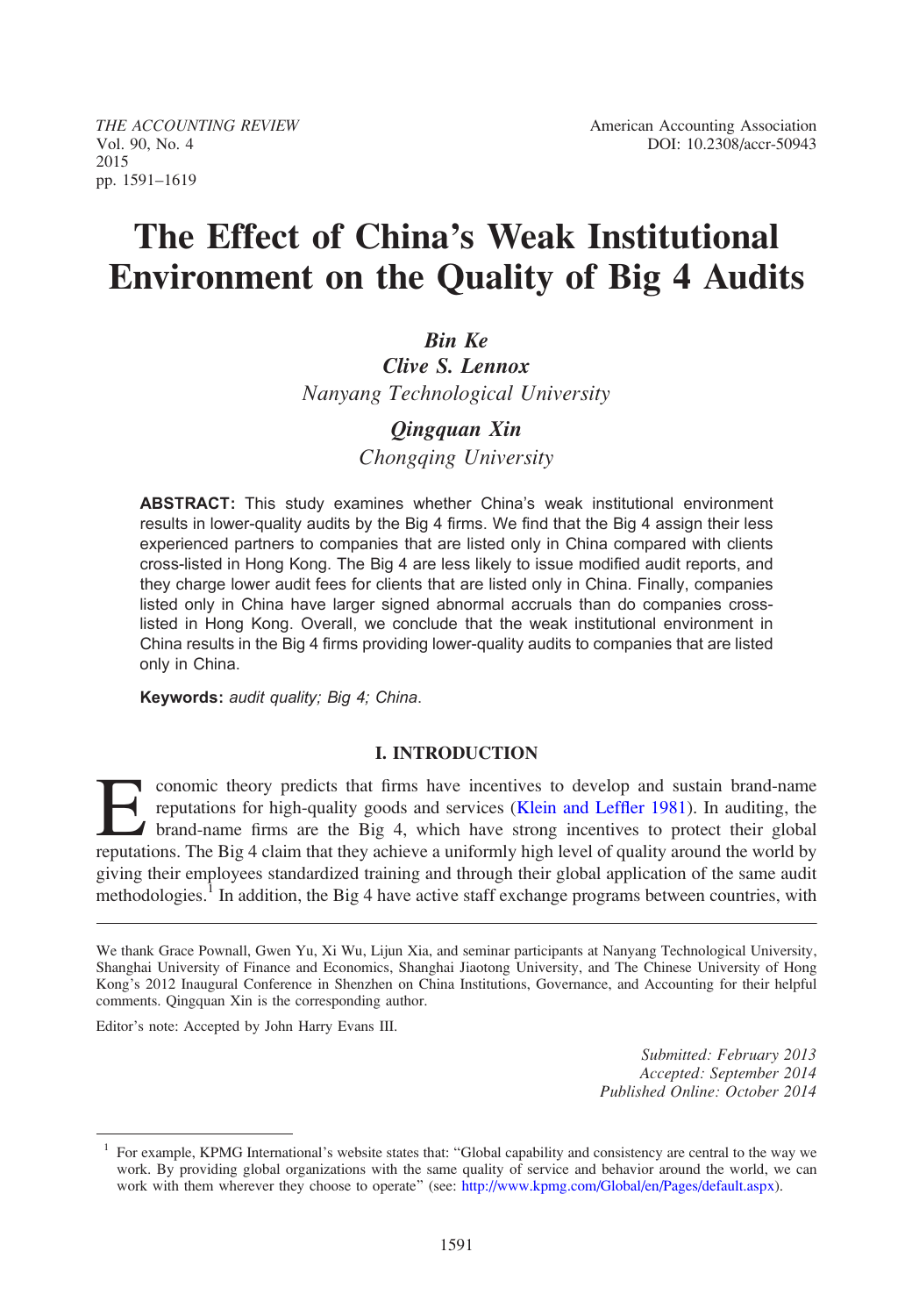# The Effect of China's Weak Institutional Environment on the Quality of Big 4 Audits

***Bin Ke***

***Clive S. Lennox***

*Nanyang Technological University*

***Qingquan Xin***

*Chongqing University*

**ABSTRACT:** This study examines whether China's weak institutional environment results in lower-quality audits by the Big 4 firms. We find that the Big 4 assign their less experienced partners to companies that are listed only in China compared with clients cross-listed in Hong Kong. The Big 4 are less likely to issue modified audit reports, and they charge lower audit fees for clients that are listed only in China. Finally, companies listed only in China have larger signed abnormal accruals than do companies cross-listed in Hong Kong. Overall, we conclude that the weak institutional environment in China results in the Big 4 firms providing lower-quality audits to companies that are listed only in China.

**Keywords:** *audit quality; Big 4; China.*

## I. INTRODUCTION

Economic theory predicts that firms have incentives to develop and sustain brand-name reputations for high-quality goods and services (Klein and Leffler 1981). In auditing, the brand-name firms are the Big 4, which have strong incentives to protect their global reputations. The Big 4 claim that they achieve a uniformly high level of quality around the world by giving their employees standardized training and through their global application of the same audit methodologies.[1] In addition, the Big 4 have active staff exchange programs between countries, with

We thank Grace Pownall, Gwen Yu, Xi Wu, Lijun Xia, and seminar participants at Nanyang Technological University, Shanghai University of Finance and Economics, Shanghai Jiaotong University, and The Chinese University of Hong Kong's 2012 Inaugural Conference in Shenzhen on China Institutions, Governance, and Accounting for their helpful comments. Qingquan Xin is the corresponding author.

Editor's note: Accepted by John Harry Evans III.

*Submitted: February 2013*
*Accepted: September 2014*
*Published Online: October 2014*

[1] For example, KPMG International's website states that: "Global capability and consistency are central to the way we work. By providing global organizations with the same quality of service and behavior around the world, we can work with them wherever they choose to operate" (see: http://www.kpmg.com/Global/en/Pages/default.aspx).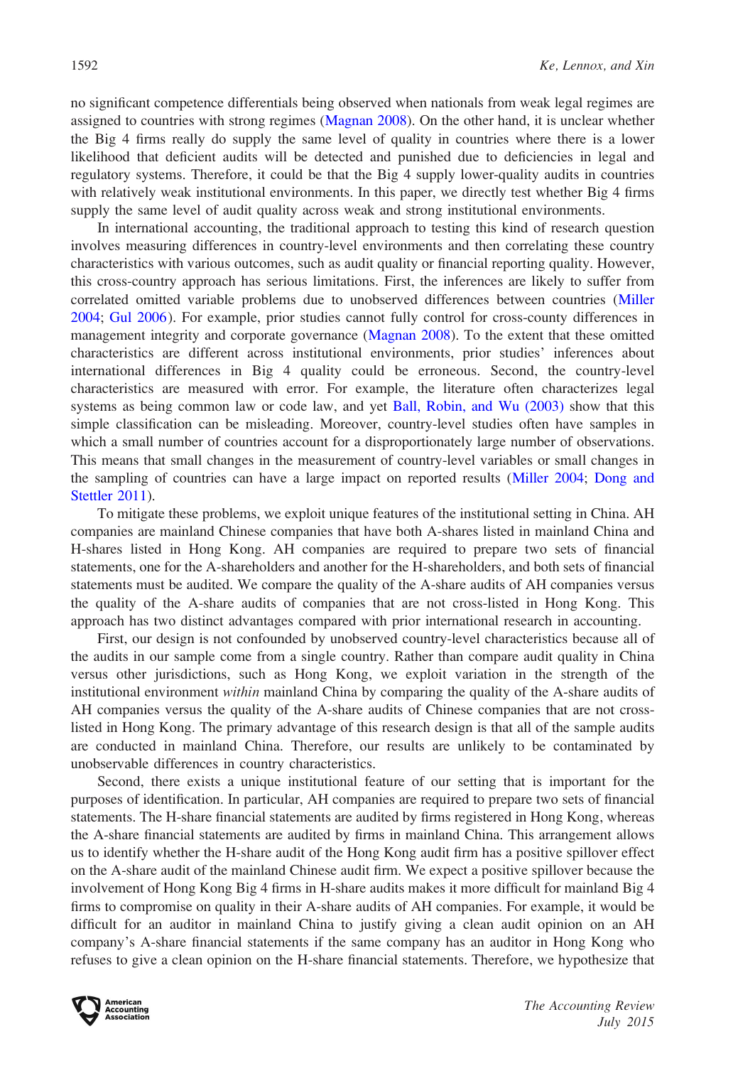no significant competence differentials being observed when nationals from weak legal regimes are assigned to countries with strong regimes (Magnan 2008). On the other hand, it is unclear whether the Big 4 firms really do supply the same level of quality in countries where there is a lower likelihood that deficient audits will be detected and punished due to deficiencies in legal and regulatory systems. Therefore, it could be that the Big 4 supply lower-quality audits in countries with relatively weak institutional environments. In this paper, we directly test whether Big 4 firms supply the same level of audit quality across weak and strong institutional environments.

In international accounting, the traditional approach to testing this kind of research question involves measuring differences in country-level environments and then correlating these country characteristics with various outcomes, such as audit quality or financial reporting quality. However, this cross-country approach has serious limitations. First, the inferences are likely to suffer from correlated omitted variable problems due to unobserved differences between countries (Miller 2004; Gul 2006). For example, prior studies cannot fully control for cross-county differences in management integrity and corporate governance (Magnan 2008). To the extent that these omitted characteristics are different across institutional environments, prior studies' inferences about international differences in Big 4 quality could be erroneous. Second, the country-level characteristics are measured with error. For example, the literature often characterizes legal systems as being common law or code law, and yet Ball, Robin, and Wu (2003) show that this simple classification can be misleading. Moreover, country-level studies often have samples in which a small number of countries account for a disproportionately large number of observations. This means that small changes in the measurement of country-level variables or small changes in the sampling of countries can have a large impact on reported results (Miller 2004; Dong and Stettler 2011).

To mitigate these problems, we exploit unique features of the institutional setting in China. AH companies are mainland Chinese companies that have both A-shares listed in mainland China and H-shares listed in Hong Kong. AH companies are required to prepare two sets of financial statements, one for the A-shareholders and another for the H-shareholders, and both sets of financial statements must be audited. We compare the quality of the A-share audits of AH companies versus the quality of the A-share audits of companies that are not cross-listed in Hong Kong. This approach has two distinct advantages compared with prior international research in accounting.

First, our design is not confounded by unobserved country-level characteristics because all of the audits in our sample come from a single country. Rather than compare audit quality in China versus other jurisdictions, such as Hong Kong, we exploit variation in the strength of the institutional environment *within* mainland China by comparing the quality of the A-share audits of AH companies versus the quality of the A-share audits of Chinese companies that are not cross-listed in Hong Kong. The primary advantage of this research design is that all of the sample audits are conducted in mainland China. Therefore, our results are unlikely to be contaminated by unobservable differences in country characteristics.

Second, there exists a unique institutional feature of our setting that is important for the purposes of identification. In particular, AH companies are required to prepare two sets of financial statements. The H-share financial statements are audited by firms registered in Hong Kong, whereas the A-share financial statements are audited by firms in mainland China. This arrangement allows us to identify whether the H-share audit of the Hong Kong audit firm has a positive spillover effect on the A-share audit of the mainland Chinese audit firm. We expect a positive spillover because the involvement of Hong Kong Big 4 firms in H-share audits makes it more difficult for mainland Big 4 firms to compromise on quality in their A-share audits of AH companies. For example, it would be difficult for an auditor in mainland China to justify giving a clean audit opinion on an AH company's A-share financial statements if the same company has an auditor in Hong Kong who refuses to give a clean opinion on the H-share financial statements. Therefore, we hypothesize that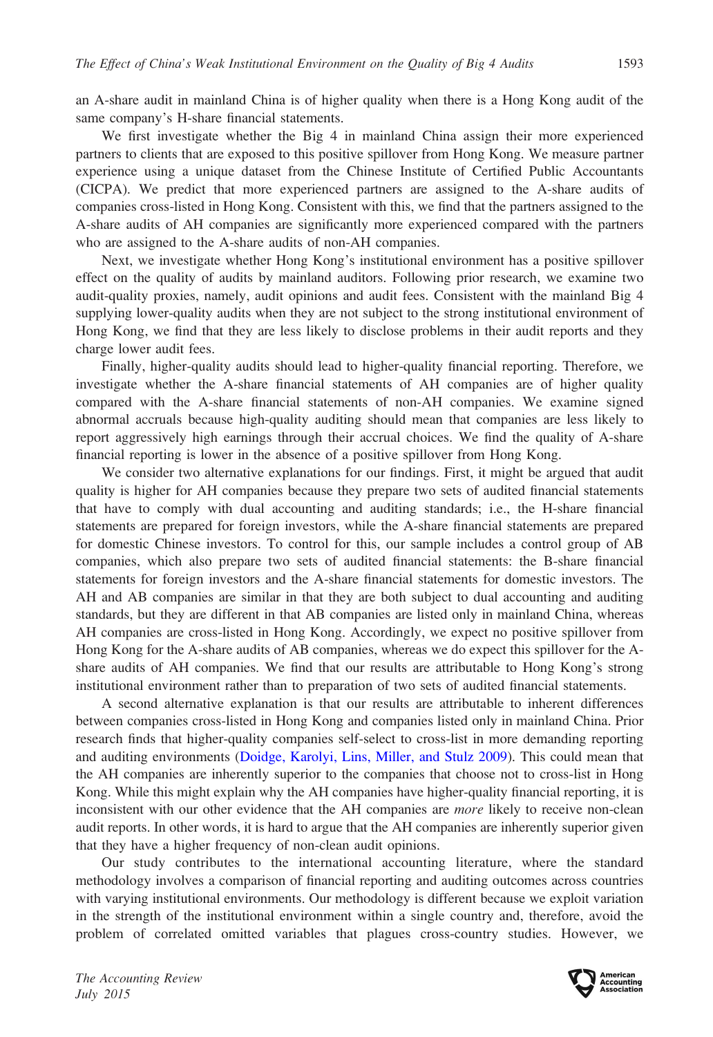an A-share audit in mainland China is of higher quality when there is a Hong Kong audit of the same company's H-share financial statements.

We first investigate whether the Big 4 in mainland China assign their more experienced partners to clients that are exposed to this positive spillover from Hong Kong. We measure partner experience using a unique dataset from the Chinese Institute of Certified Public Accountants (CICPA). We predict that more experienced partners are assigned to the A-share audits of companies cross-listed in Hong Kong. Consistent with this, we find that the partners assigned to the A-share audits of AH companies are significantly more experienced compared with the partners who are assigned to the A-share audits of non-AH companies.

Next, we investigate whether Hong Kong's institutional environment has a positive spillover effect on the quality of audits by mainland auditors. Following prior research, we examine two audit-quality proxies, namely, audit opinions and audit fees. Consistent with the mainland Big 4 supplying lower-quality audits when they are not subject to the strong institutional environment of Hong Kong, we find that they are less likely to disclose problems in their audit reports and they charge lower audit fees.

Finally, higher-quality audits should lead to higher-quality financial reporting. Therefore, we investigate whether the A-share financial statements of AH companies are of higher quality compared with the A-share financial statements of non-AH companies. We examine signed abnormal accruals because high-quality auditing should mean that companies are less likely to report aggressively high earnings through their accrual choices. We find the quality of A-share financial reporting is lower in the absence of a positive spillover from Hong Kong.

We consider two alternative explanations for our findings. First, it might be argued that audit quality is higher for AH companies because they prepare two sets of audited financial statements that have to comply with dual accounting and auditing standards; i.e., the H-share financial statements are prepared for foreign investors, while the A-share financial statements are prepared for domestic Chinese investors. To control for this, our sample includes a control group of AB companies, which also prepare two sets of audited financial statements: the B-share financial statements for foreign investors and the A-share financial statements for domestic investors. The AH and AB companies are similar in that they are both subject to dual accounting and auditing standards, but they are different in that AB companies are listed only in mainland China, whereas AH companies are cross-listed in Hong Kong. Accordingly, we expect no positive spillover from Hong Kong for the A-share audits of AB companies, whereas we do expect this spillover for the A-share audits of AH companies. We find that our results are attributable to Hong Kong's strong institutional environment rather than to preparation of two sets of audited financial statements.

A second alternative explanation is that our results are attributable to inherent differences between companies cross-listed in Hong Kong and companies listed only in mainland China. Prior research finds that higher-quality companies self-select to cross-list in more demanding reporting and auditing environments (Doidge, Karolyi, Lins, Miller, and Stulz 2009). This could mean that the AH companies are inherently superior to the companies that choose not to cross-list in Hong Kong. While this might explain why the AH companies have higher-quality financial reporting, it is inconsistent with our other evidence that the AH companies are *more* likely to receive non-clean audit reports. In other words, it is hard to argue that the AH companies are inherently superior given that they have a higher frequency of non-clean audit opinions.

Our study contributes to the international accounting literature, where the standard methodology involves a comparison of financial reporting and auditing outcomes across countries with varying institutional environments. Our methodology is different because we exploit variation in the strength of the institutional environment within a single country and, therefore, avoid the problem of correlated omitted variables that plagues cross-country studies. However, we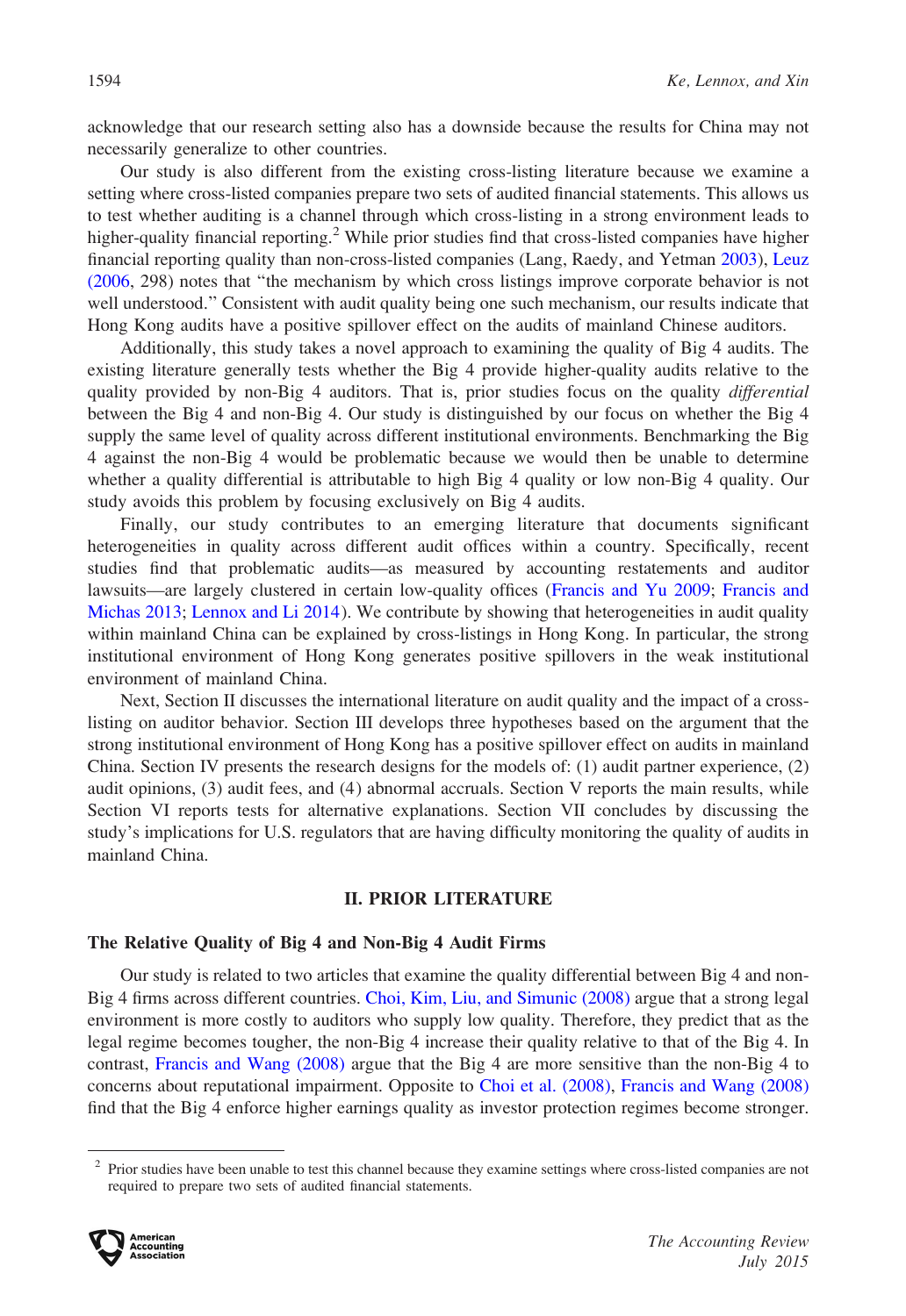acknowledge that our research setting also has a downside because the results for China may not necessarily generalize to other countries.

Our study is also different from the existing cross-listing literature because we examine a setting where cross-listed companies prepare two sets of audited financial statements. This allows us to test whether auditing is a channel through which cross-listing in a strong environment leads to higher-quality financial reporting.[2] While prior studies find that cross-listed companies have higher financial reporting quality than non-cross-listed companies (Lang, Raedy, and Yetman 2003), Leuz (2006, 298) notes that "the mechanism by which cross listings improve corporate behavior is not well understood." Consistent with audit quality being one such mechanism, our results indicate that Hong Kong audits have a positive spillover effect on the audits of mainland Chinese auditors.

Additionally, this study takes a novel approach to examining the quality of Big 4 audits. The existing literature generally tests whether the Big 4 provide higher-quality audits relative to the quality provided by non-Big 4 auditors. That is, prior studies focus on the quality *differential* between the Big 4 and non-Big 4. Our study is distinguished by our focus on whether the Big 4 supply the same level of quality across different institutional environments. Benchmarking the Big 4 against the non-Big 4 would be problematic because we would then be unable to determine whether a quality differential is attributable to high Big 4 quality or low non-Big 4 quality. Our study avoids this problem by focusing exclusively on Big 4 audits.

Finally, our study contributes to an emerging literature that documents significant heterogeneities in quality across different audit offices within a country. Specifically, recent studies find that problematic audits—as measured by accounting restatements and auditor lawsuits—are largely clustered in certain low-quality offices (Francis and Yu 2009; Francis and Michas 2013; Lennox and Li 2014). We contribute by showing that heterogeneities in audit quality within mainland China can be explained by cross-listings in Hong Kong. In particular, the strong institutional environment of Hong Kong generates positive spillovers in the weak institutional environment of mainland China.

Next, Section II discusses the international literature on audit quality and the impact of a cross-listing on auditor behavior. Section III develops three hypotheses based on the argument that the strong institutional environment of Hong Kong has a positive spillover effect on audits in mainland China. Section IV presents the research designs for the models of: (1) audit partner experience, (2) audit opinions, (3) audit fees, and (4) abnormal accruals. Section V reports the main results, while Section VI reports tests for alternative explanations. Section VII concludes by discussing the study's implications for U.S. regulators that are having difficulty monitoring the quality of audits in mainland China.

## II. PRIOR LITERATURE

### The Relative Quality of Big 4 and Non-Big 4 Audit Firms

Our study is related to two articles that examine the quality differential between Big 4 and non-Big 4 firms across different countries. Choi, Kim, Liu, and Simunic (2008) argue that a strong legal environment is more costly to auditors who supply low quality. Therefore, they predict that as the legal regime becomes tougher, the non-Big 4 increase their quality relative to that of the Big 4. In contrast, Francis and Wang (2008) argue that the Big 4 are more sensitive than the non-Big 4 to concerns about reputational impairment. Opposite to Choi et al. (2008), Francis and Wang (2008) find that the Big 4 enforce higher earnings quality as investor protection regimes become stronger.

[2] Prior studies have been unable to test this channel because they examine settings where cross-listed companies are not required to prepare two sets of audited financial statements.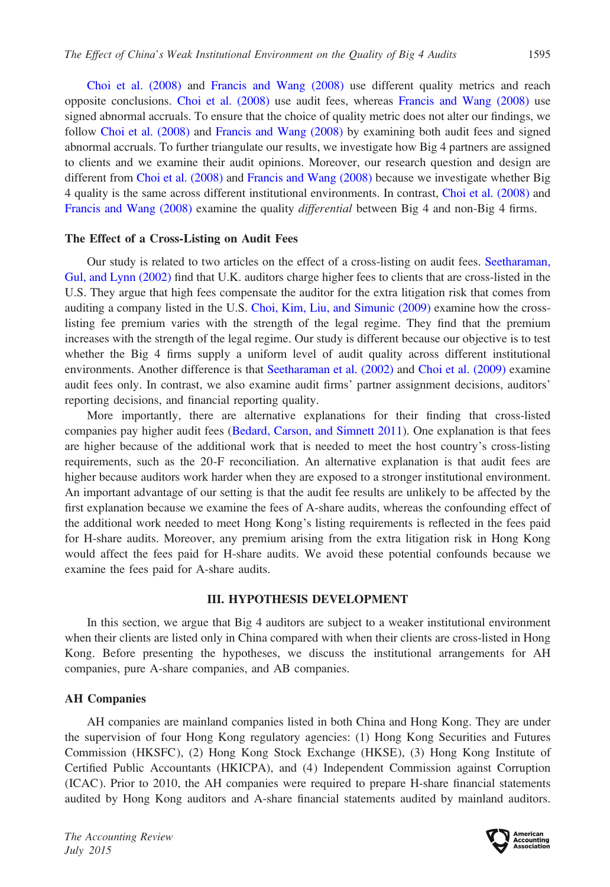Choi et al. (2008) and Francis and Wang (2008) use different quality metrics and reach opposite conclusions. Choi et al. (2008) use audit fees, whereas Francis and Wang (2008) use signed abnormal accruals. To ensure that the choice of quality metric does not alter our findings, we follow Choi et al. (2008) and Francis and Wang (2008) by examining both audit fees and signed abnormal accruals. To further triangulate our results, we investigate how Big 4 partners are assigned to clients and we examine their audit opinions. Moreover, our research question and design are different from Choi et al. (2008) and Francis and Wang (2008) because we investigate whether Big 4 quality is the same across different institutional environments. In contrast, Choi et al. (2008) and Francis and Wang (2008) examine the quality *differential* between Big 4 and non-Big 4 firms.

### The Effect of a Cross-Listing on Audit Fees

Our study is related to two articles on the effect of a cross-listing on audit fees. Seetharaman, Gul, and Lynn (2002) find that U.K. auditors charge higher fees to clients that are cross-listed in the U.S. They argue that high fees compensate the auditor for the extra litigation risk that comes from auditing a company listed in the U.S. Choi, Kim, Liu, and Simunic (2009) examine how the cross-listing fee premium varies with the strength of the legal regime. They find that the premium increases with the strength of the legal regime. Our study is different because our objective is to test whether the Big 4 firms supply a uniform level of audit quality across different institutional environments. Another difference is that Seetharaman et al. (2002) and Choi et al. (2009) examine audit fees only. In contrast, we also examine audit firms' partner assignment decisions, auditors' reporting decisions, and financial reporting quality.

More importantly, there are alternative explanations for their finding that cross-listed companies pay higher audit fees (Bedard, Carson, and Simnett 2011). One explanation is that fees are higher because of the additional work that is needed to meet the host country's cross-listing requirements, such as the 20-F reconciliation. An alternative explanation is that audit fees are higher because auditors work harder when they are exposed to a stronger institutional environment. An important advantage of our setting is that the audit fee results are unlikely to be affected by the first explanation because we examine the fees of A-share audits, whereas the confounding effect of the additional work needed to meet Hong Kong's listing requirements is reflected in the fees paid for H-share audits. Moreover, any premium arising from the extra litigation risk in Hong Kong would affect the fees paid for H-share audits. We avoid these potential confounds because we examine the fees paid for A-share audits.

## III. HYPOTHESIS DEVELOPMENT

In this section, we argue that Big 4 auditors are subject to a weaker institutional environment when their clients are listed only in China compared with when their clients are cross-listed in Hong Kong. Before presenting the hypotheses, we discuss the institutional arrangements for AH companies, pure A-share companies, and AB companies.

### AH Companies

AH companies are mainland companies listed in both China and Hong Kong. They are under the supervision of four Hong Kong regulatory agencies: (1) Hong Kong Securities and Futures Commission (HKSFC), (2) Hong Kong Stock Exchange (HKSE), (3) Hong Kong Institute of Certified Public Accountants (HKICPA), and (4) Independent Commission against Corruption (ICAC). Prior to 2010, the AH companies were required to prepare H-share financial statements audited by Hong Kong auditors and A-share financial statements audited by mainland auditors.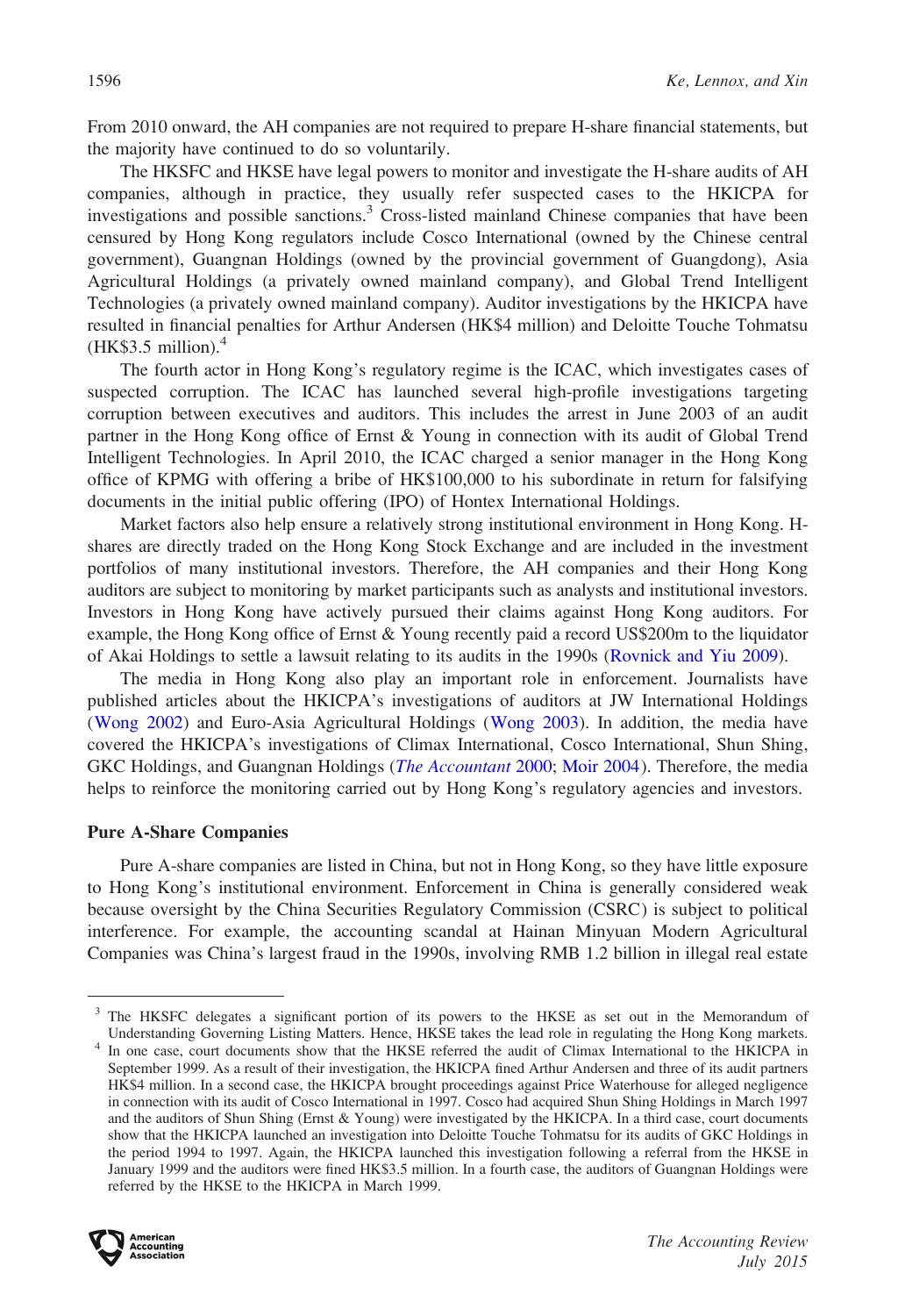From 2010 onward, the AH companies are not required to prepare H-share financial statements, but the majority have continued to do so voluntarily.

The HKSFC and HKSE have legal powers to monitor and investigate the H-share audits of AH companies, although in practice, they usually refer suspected cases to the HKICPA for investigations and possible sanctions.[3] Cross-listed mainland Chinese companies that have been censured by Hong Kong regulators include Cosco International (owned by the Chinese central government), Guangnan Holdings (owned by the provincial government of Guangdong), Asia Agricultural Holdings (a privately owned mainland company), and Global Trend Intelligent Technologies (a privately owned mainland company). Auditor investigations by the HKICPA have resulted in financial penalties for Arthur Andersen (HK$4 million) and Deloitte Touche Tohmatsu (HK$3.5 million).[4]

The fourth actor in Hong Kong's regulatory regime is the ICAC, which investigates cases of suspected corruption. The ICAC has launched several high-profile investigations targeting corruption between executives and auditors. This includes the arrest in June 2003 of an audit partner in the Hong Kong office of Ernst & Young in connection with its audit of Global Trend Intelligent Technologies. In April 2010, the ICAC charged a senior manager in the Hong Kong office of KPMG with offering a bribe of HK$100,000 to his subordinate in return for falsifying documents in the initial public offering (IPO) of Hontex International Holdings.

Market factors also help ensure a relatively strong institutional environment in Hong Kong. H-shares are directly traded on the Hong Kong Stock Exchange and are included in the investment portfolios of many institutional investors. Therefore, the AH companies and their Hong Kong auditors are subject to monitoring by market participants such as analysts and institutional investors. Investors in Hong Kong have actively pursued their claims against Hong Kong auditors. For example, the Hong Kong office of Ernst & Young recently paid a record US$200m to the liquidator of Akai Holdings to settle a lawsuit relating to its audits in the 1990s (Rovnick and Yiu 2009).

The media in Hong Kong also play an important role in enforcement. Journalists have published articles about the HKICPA's investigations of auditors at JW International Holdings (Wong 2002) and Euro-Asia Agricultural Holdings (Wong 2003). In addition, the media have covered the HKICPA's investigations of Climax International, Cosco International, Shun Shing, GKC Holdings, and Guangnan Holdings (*The Accountant* 2000; Moir 2004). Therefore, the media helps to reinforce the monitoring carried out by Hong Kong's regulatory agencies and investors.

### Pure A-Share Companies

Pure A-share companies are listed in China, but not in Hong Kong, so they have little exposure to Hong Kong's institutional environment. Enforcement in China is generally considered weak because oversight by the China Securities Regulatory Commission (CSRC) is subject to political interference. For example, the accounting scandal at Hainan Minyuan Modern Agricultural Companies was China's largest fraud in the 1990s, involving RMB 1.2 billion in illegal real estate

---

[3] The HKSFC delegates a significant portion of its powers to the HKSE as set out in the Memorandum of Understanding Governing Listing Matters. Hence, HKSE takes the lead role in regulating the Hong Kong markets.

[4] In one case, court documents show that the HKSE referred the audit of Climax International to the HKICPA in September 1999. As a result of their investigation, the HKICPA fined Arthur Andersen and three of its audit partners HK$4 million. In a second case, the HKICPA brought proceedings against Price Waterhouse for alleged negligence in connection with its audit of Cosco International in 1997. Cosco had acquired Shun Shing Holdings in March 1997 and the auditors of Shun Shing (Ernst & Young) were investigated by the HKICPA. In a third case, court documents show that the HKICPA launched an investigation into Deloitte Touche Tohmatsu for its audits of GKC Holdings in the period 1994 to 1997. Again, the HKICPA launched this investigation following a referral from the HKSE in January 1999 and the auditors were fined HK$3.5 million. In a fourth case, the auditors of Guangnan Holdings were referred by the HKSE to the HKICPA in March 1999.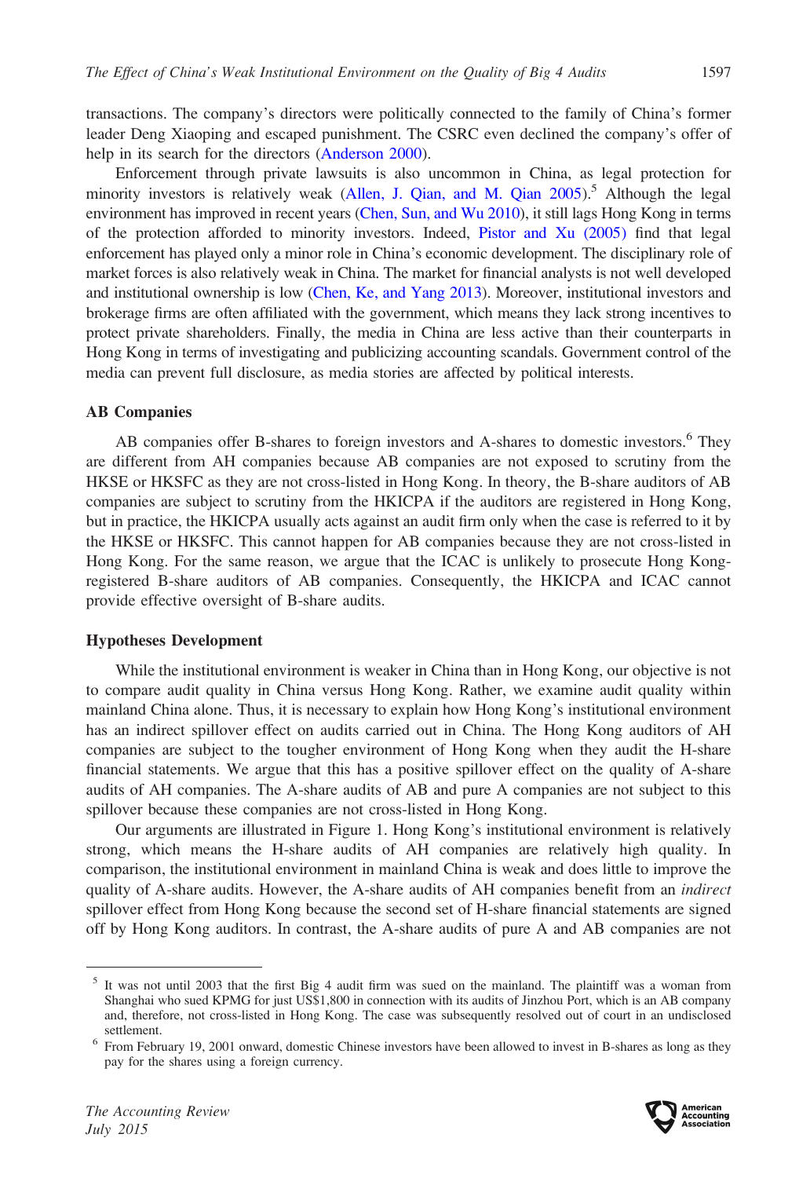transactions. The company's directors were politically connected to the family of China's former leader Deng Xiaoping and escaped punishment. The CSRC even declined the company's offer of help in its search for the directors (Anderson 2000).

Enforcement through private lawsuits is also uncommon in China, as legal protection for minority investors is relatively weak (Allen, J. Qian, and M. Qian 2005).[5] Although the legal environment has improved in recent years (Chen, Sun, and Wu 2010), it still lags Hong Kong in terms of the protection afforded to minority investors. Indeed, Pistor and Xu (2005) find that legal enforcement has played only a minor role in China's economic development. The disciplinary role of market forces is also relatively weak in China. The market for financial analysts is not well developed and institutional ownership is low (Chen, Ke, and Yang 2013). Moreover, institutional investors and brokerage firms are often affiliated with the government, which means they lack strong incentives to protect private shareholders. Finally, the media in China are less active than their counterparts in Hong Kong in terms of investigating and publicizing accounting scandals. Government control of the media can prevent full disclosure, as media stories are affected by political interests.

### AB Companies

AB companies offer B-shares to foreign investors and A-shares to domestic investors.[6] They are different from AH companies because AB companies are not exposed to scrutiny from the HKSE or HKSFC as they are not cross-listed in Hong Kong. In theory, the B-share auditors of AB companies are subject to scrutiny from the HKICPA if the auditors are registered in Hong Kong, but in practice, the HKICPA usually acts against an audit firm only when the case is referred to it by the HKSE or HKSFC. This cannot happen for AB companies because they are not cross-listed in Hong Kong. For the same reason, we argue that the ICAC is unlikely to prosecute Hong Kong-registered B-share auditors of AB companies. Consequently, the HKICPA and ICAC cannot provide effective oversight of B-share audits.

### Hypotheses Development

While the institutional environment is weaker in China than in Hong Kong, our objective is not to compare audit quality in China versus Hong Kong. Rather, we examine audit quality within mainland China alone. Thus, it is necessary to explain how Hong Kong's institutional environment has an indirect spillover effect on audits carried out in China. The Hong Kong auditors of AH companies are subject to the tougher environment of Hong Kong when they audit the H-share financial statements. We argue that this has a positive spillover effect on the quality of A-share audits of AH companies. The A-share audits of AB and pure A companies are not subject to this spillover because these companies are not cross-listed in Hong Kong.

Our arguments are illustrated in Figure 1. Hong Kong's institutional environment is relatively strong, which means the H-share audits of AH companies are relatively high quality. In comparison, the institutional environment in mainland China is weak and does little to improve the quality of A-share audits. However, the A-share audits of AH companies benefit from an *indirect* spillover effect from Hong Kong because the second set of H-share financial statements are signed off by Hong Kong auditors. In contrast, the A-share audits of pure A and AB companies are not

---

[5] It was not until 2003 that the first Big 4 audit firm was sued on the mainland. The plaintiff was a woman from Shanghai who sued KPMG for just US$1,800 in connection with its audits of Jinzhou Port, which is an AB company and, therefore, not cross-listed in Hong Kong. The case was subsequently resolved out of court in an undisclosed settlement.

[6] From February 19, 2001 onward, domestic Chinese investors have been allowed to invest in B-shares as long as they pay for the shares using a foreign currency.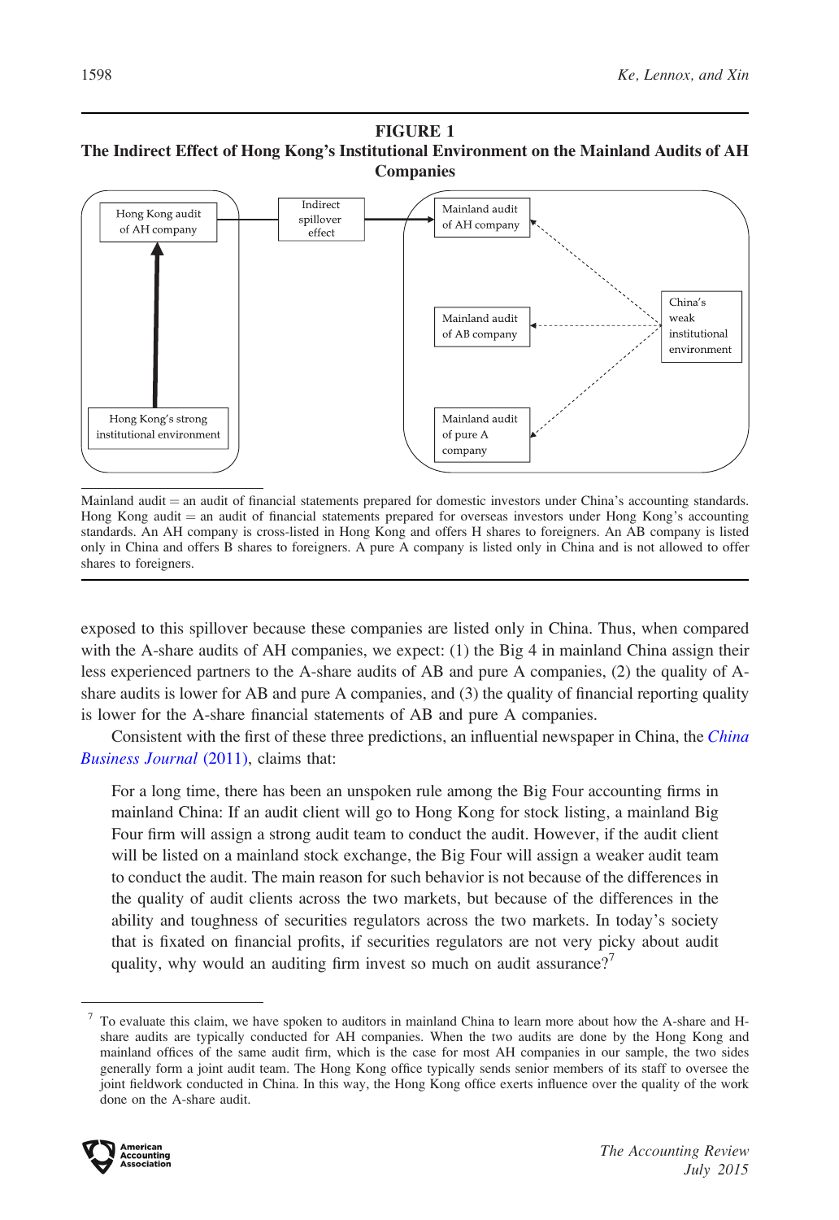**FIGURE 1**
**The Indirect Effect of Hong Kong's Institutional Environment on the Mainland Audits of AH Companies**

Hong Kong audit of AH company

Indirect spillover effect

Mainland audit of AH company

Mainland audit of AB company

Mainland audit of pure A company

China's weak institutional environment

Hong Kong's strong institutional environment

Mainland audit = an audit of financial statements prepared for domestic investors under China's accounting standards. Hong Kong audit = an audit of financial statements prepared for overseas investors under Hong Kong's accounting standards. An AH company is cross-listed in Hong Kong and offers H shares to foreigners. An AB company is listed only in China and offers B shares to foreigners. A pure A company is listed only in China and is not allowed to offer shares to foreigners.

exposed to this spillover because these companies are listed only in China. Thus, when compared with the A-share audits of AH companies, we expect: (1) the Big 4 in mainland China assign their less experienced partners to the A-share audits of AB and pure A companies, (2) the quality of A-share audits is lower for AB and pure A companies, and (3) the quality of financial reporting quality is lower for the A-share financial statements of AB and pure A companies.

Consistent with the first of these three predictions, an influential newspaper in China, the *China Business Journal* (2011), claims that:

> For a long time, there has been an unspoken rule among the Big Four accounting firms in mainland China: If an audit client will go to Hong Kong for stock listing, a mainland Big Four firm will assign a strong audit team to conduct the audit. However, if the audit client will be listed on a mainland stock exchange, the Big Four will assign a weaker audit team to conduct the audit. The main reason for such behavior is not because of the differences in the quality of audit clients across the two markets, but because of the differences in the ability and toughness of securities regulators across the two markets. In today's society that is fixated on financial profits, if securities regulators are not very picky about audit quality, why would an auditing firm invest so much on audit assurance?[7]

[7] To evaluate this claim, we have spoken to auditors in mainland China to learn more about how the A-share and H-share audits are typically conducted for AH companies. When the two audits are done by the Hong Kong and mainland offices of the same audit firm, which is the case for most AH companies in our sample, the two sides generally form a joint audit team. The Hong Kong office typically sends senior members of its staff to oversee the joint fieldwork conducted in China. In this way, the Hong Kong office exerts influence over the quality of the work done on the A-share audit.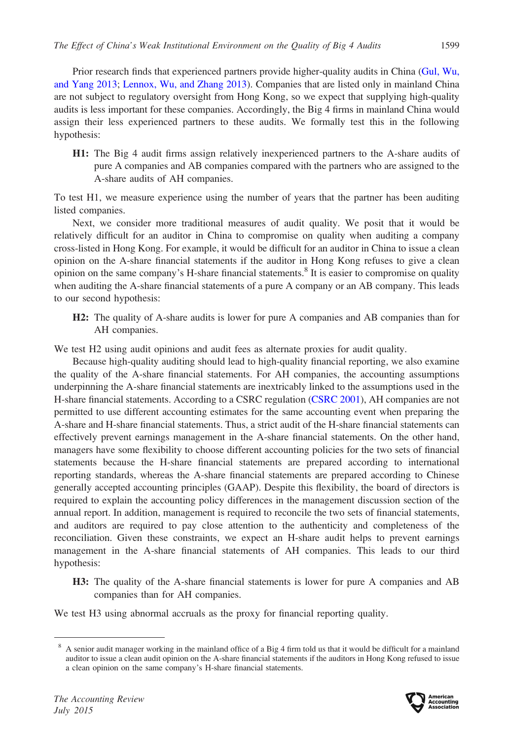Prior research finds that experienced partners provide higher-quality audits in China (Gul, Wu, and Yang 2013; Lennox, Wu, and Zhang 2013). Companies that are listed only in mainland China are not subject to regulatory oversight from Hong Kong, so we expect that supplying high-quality audits is less important for these companies. Accordingly, the Big 4 firms in mainland China would assign their less experienced partners to these audits. We formally test this in the following hypothesis:

> **H1:** The Big 4 audit firms assign relatively inexperienced partners to the A-share audits of pure A companies and AB companies compared with the partners who are assigned to the A-share audits of AH companies.

To test H1, we measure experience using the number of years that the partner has been auditing listed companies.

Next, we consider more traditional measures of audit quality. We posit that it would be relatively difficult for an auditor in China to compromise on quality when auditing a company cross-listed in Hong Kong. For example, it would be difficult for an auditor in China to issue a clean opinion on the A-share financial statements if the auditor in Hong Kong refuses to give a clean opinion on the same company's H-share financial statements.[8] It is easier to compromise on quality when auditing the A-share financial statements of a pure A company or an AB company. This leads to our second hypothesis:

> **H2:** The quality of A-share audits is lower for pure A companies and AB companies than for AH companies.

We test H2 using audit opinions and audit fees as alternate proxies for audit quality.

Because high-quality auditing should lead to high-quality financial reporting, we also examine the quality of the A-share financial statements. For AH companies, the accounting assumptions underpinning the A-share financial statements are inextricably linked to the assumptions used in the H-share financial statements. According to a CSRC regulation (CSRC 2001), AH companies are not permitted to use different accounting estimates for the same accounting event when preparing the A-share and H-share financial statements. Thus, a strict audit of the H-share financial statements can effectively prevent earnings management in the A-share financial statements. On the other hand, managers have some flexibility to choose different accounting policies for the two sets of financial statements because the H-share financial statements are prepared according to international reporting standards, whereas the A-share financial statements are prepared according to Chinese generally accepted accounting principles (GAAP). Despite this flexibility, the board of directors is required to explain the accounting policy differences in the management discussion section of the annual report. In addition, management is required to reconcile the two sets of financial statements, and auditors are required to pay close attention to the authenticity and completeness of the reconciliation. Given these constraints, we expect an H-share audit helps to prevent earnings management in the A-share financial statements of AH companies. This leads to our third hypothesis:

> **H3:** The quality of the A-share financial statements is lower for pure A companies and AB companies than for AH companies.

We test H3 using abnormal accruals as the proxy for financial reporting quality.

---

[8] A senior audit manager working in the mainland office of a Big 4 firm told us that it would be difficult for a mainland auditor to issue a clean audit opinion on the A-share financial statements if the auditors in Hong Kong refused to issue a clean opinion on the same company's H-share financial statements.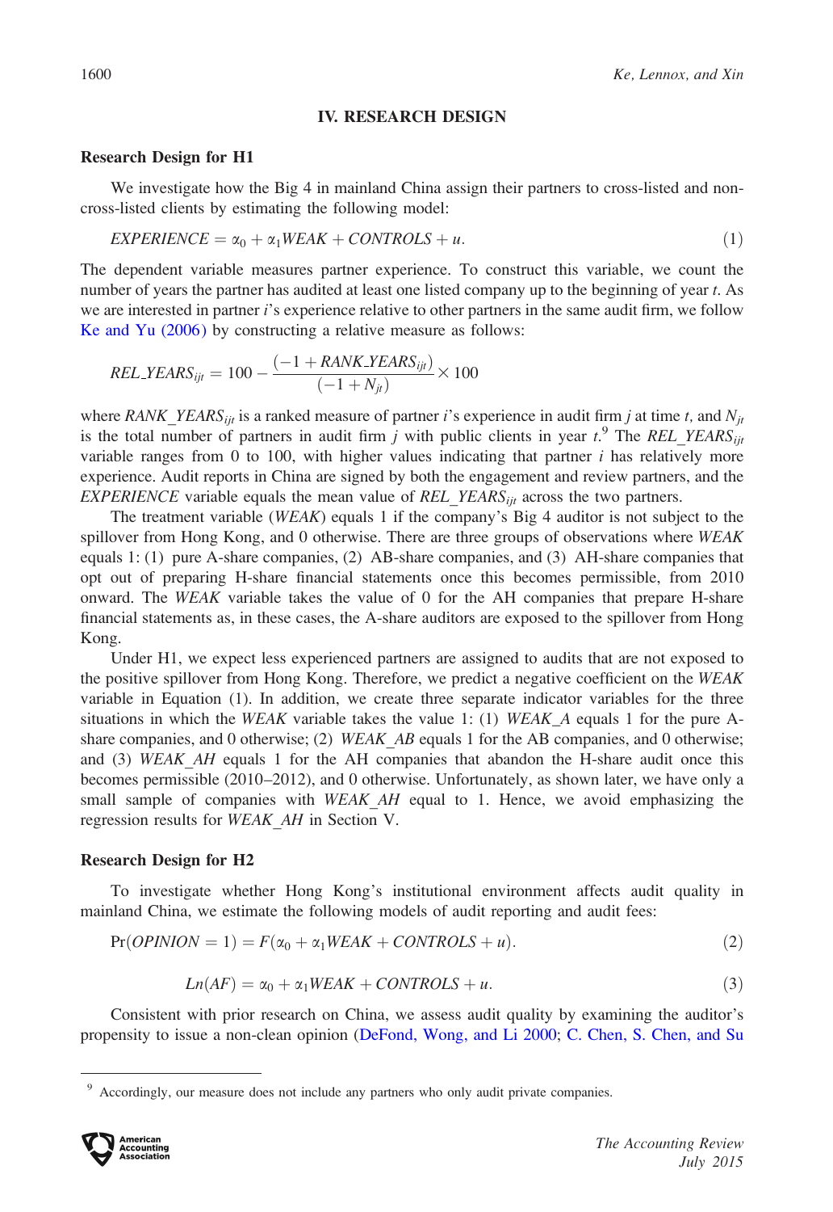## IV. RESEARCH DESIGN

### Research Design for H1

We investigate how the Big 4 in mainland China assign their partners to cross-listed and non-cross-listed clients by estimating the following model:

$$EXPERIENCE = \alpha_0 + \alpha_1 WEAK + CONTROLS + u. \tag{1}$$

The dependent variable measures partner experience. To construct this variable, we count the number of years the partner has audited at least one listed company up to the beginning of year $t$. As we are interested in partner $i$'s experience relative to other partners in the same audit firm, we follow Ke and Yu (2006) by constructing a relative measure as follows:

$$REL\_YEARS_{ijt} = 100 - \frac{(-1 + RANK\_YEARS_{ijt})}{(-1 + N_{jt})} \times 100$$

where $RANK\_YEARS_{ijt}$ is a ranked measure of partner $i$'s experience in audit firm $j$ at time $t$, and $N_{jt}$ is the total number of partners in audit firm $j$ with public clients in year $t$.[9] The $REL\_YEARS_{ijt}$ variable ranges from 0 to 100, with higher values indicating that partner $i$ has relatively more experience. Audit reports in China are signed by both the engagement and review partners, and the *EXPERIENCE* variable equals the mean value of $REL\_YEARS_{ijt}$ across the two partners.

The treatment variable (*WEAK*) equals 1 if the company's Big 4 auditor is not subject to the spillover from Hong Kong, and 0 otherwise. There are three groups of observations where *WEAK* equals 1: (1) pure A-share companies, (2) AB-share companies, and (3) AH-share companies that opt out of preparing H-share financial statements once this becomes permissible, from 2010 onward. The *WEAK* variable takes the value of 0 for the AH companies that prepare H-share financial statements as, in these cases, the A-share auditors are exposed to the spillover from Hong Kong.

Under H1, we expect less experienced partners are assigned to audits that are not exposed to the positive spillover from Hong Kong. Therefore, we predict a negative coefficient on the *WEAK* variable in Equation (1). In addition, we create three separate indicator variables for the three situations in which the *WEAK* variable takes the value 1: (1) *WEAK_A* equals 1 for the pure A-share companies, and 0 otherwise; (2) *WEAK_AB* equals 1 for the AB companies, and 0 otherwise; and (3) *WEAK_AH* equals 1 for the AH companies that abandon the H-share audit once this becomes permissible (2010–2012), and 0 otherwise. Unfortunately, as shown later, we have only a small sample of companies with *WEAK_AH* equal to 1. Hence, we avoid emphasizing the regression results for *WEAK_AH* in Section V.

### Research Design for H2

To investigate whether Hong Kong's institutional environment affects audit quality in mainland China, we estimate the following models of audit reporting and audit fees:

$$\Pr(OPINION = 1) = F(\alpha_0 + \alpha_1 WEAK + CONTROLS + u). \tag{2}$$

$$Ln(AF) = \alpha_0 + \alpha_1 WEAK + CONTROLS + u. \tag{3}$$

Consistent with prior research on China, we assess audit quality by examining the auditor's propensity to issue a non-clean opinion (DeFond, Wong, and Li 2000; C. Chen, S. Chen, and Su

---

[9] Accordingly, our measure does not include any partners who only audit private companies.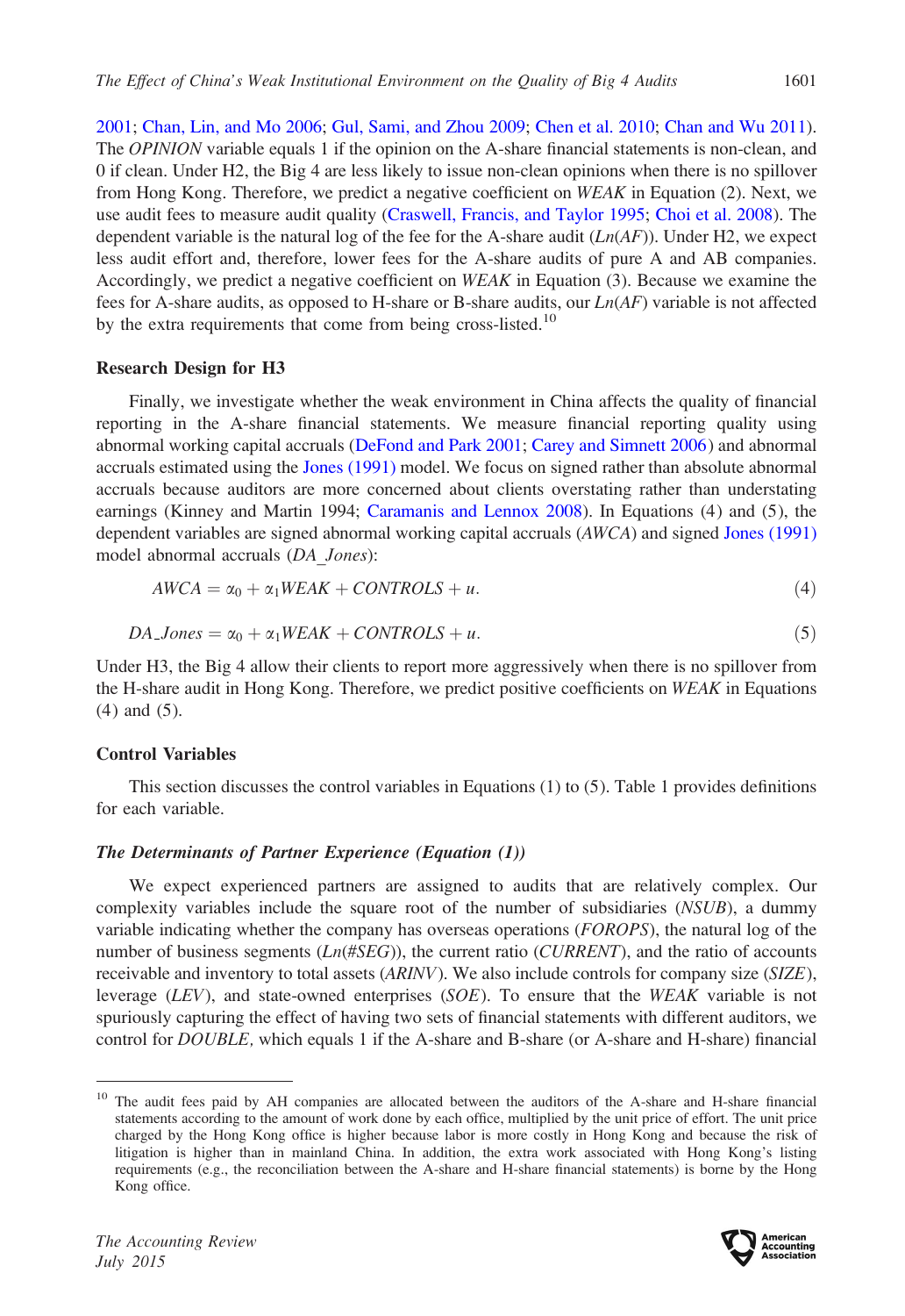2001; Chan, Lin, and Mo 2006; Gul, Sami, and Zhou 2009; Chen et al. 2010; Chan and Wu 2011). The *OPINION* variable equals 1 if the opinion on the A-share financial statements is non-clean, and 0 if clean. Under H2, the Big 4 are less likely to issue non-clean opinions when there is no spillover from Hong Kong. Therefore, we predict a negative coefficient on *WEAK* in Equation (2). Next, we use audit fees to measure audit quality (Craswell, Francis, and Taylor 1995; Choi et al. 2008). The dependent variable is the natural log of the fee for the A-share audit (*Ln*(*AF*)). Under H2, we expect less audit effort and, therefore, lower fees for the A-share audits of pure A and AB companies. Accordingly, we predict a negative coefficient on *WEAK* in Equation (3). Because we examine the fees for A-share audits, as opposed to H-share or B-share audits, our *Ln*(*AF*) variable is not affected by the extra requirements that come from being cross-listed.[10]

### Research Design for H3

Finally, we investigate whether the weak environment in China affects the quality of financial reporting in the A-share financial statements. We measure financial reporting quality using abnormal working capital accruals (DeFond and Park 2001; Carey and Simnett 2006) and abnormal accruals estimated using the Jones (1991) model. We focus on signed rather than absolute abnormal accruals because auditors are more concerned about clients overstating rather than understating earnings (Kinney and Martin 1994; Caramanis and Lennox 2008). In Equations (4) and (5), the dependent variables are signed abnormal working capital accruals (*AWCA*) and signed Jones (1991) model abnormal accruals (*DA_Jones*):

$$AWCA = \alpha_0 + \alpha_1 WEAK + CONTROLS + u. \tag{4}$$

$$DA\_Jones = \alpha_0 + \alpha_1 WEAK + CONTROLS + u. \tag{5}$$

Under H3, the Big 4 allow their clients to report more aggressively when there is no spillover from the H-share audit in Hong Kong. Therefore, we predict positive coefficients on *WEAK* in Equations (4) and (5).

### Control Variables

This section discusses the control variables in Equations (1) to (5). Table 1 provides definitions for each variable.

#### *The Determinants of Partner Experience (Equation (1))*

We expect experienced partners are assigned to audits that are relatively complex. Our complexity variables include the square root of the number of subsidiaries (*NSUB*), a dummy variable indicating whether the company has overseas operations (*FOROPS*), the natural log of the number of business segments (*Ln*(*#SEG*)), the current ratio (*CURRENT*), and the ratio of accounts receivable and inventory to total assets (*ARINV*). We also include controls for company size (*SIZE*), leverage (*LEV*), and state-owned enterprises (*SOE*). To ensure that the *WEAK* variable is not spuriously capturing the effect of having two sets of financial statements with different auditors, we control for *DOUBLE*, which equals 1 if the A-share and B-share (or A-share and H-share) financial

---

[10] The audit fees paid by AH companies are allocated between the auditors of the A-share and H-share financial statements according to the amount of work done by each office, multiplied by the unit price of effort. The unit price charged by the Hong Kong office is higher because labor is more costly in Hong Kong and because the risk of litigation is higher than in mainland China. In addition, the extra work associated with Hong Kong's listing requirements (e.g., the reconciliation between the A-share and H-share financial statements) is borne by the Hong Kong office.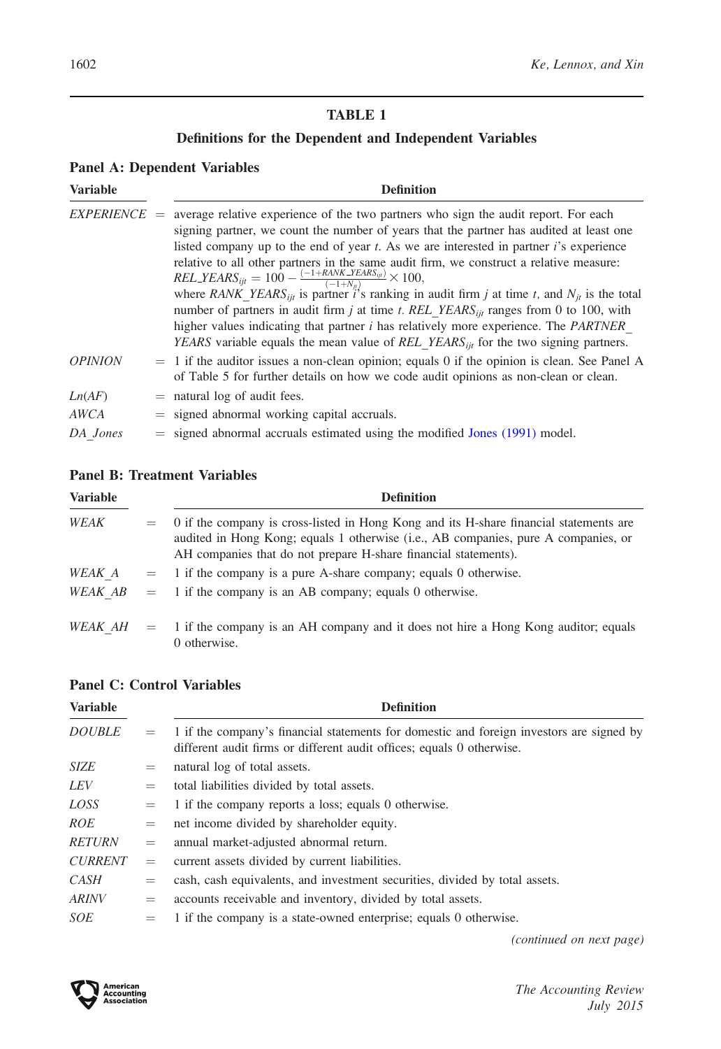## TABLE 1

### Definitions for the Dependent and Independent Variables

**Panel A: Dependent Variables**

| Variable | | Definition |
|---|---|---|
| *EXPERIENCE* | = | average relative experience of the two partners who sign the audit report. For each signing partner, we count the number of years that the partner has audited at least one listed company up to the end of year *t*. As we are interested in partner *i*'s experience relative to all other partners in the same audit firm, we construct a relative measure: $REL\_YEARS_{ijt} = 100 - \frac{(-1+RANK\_YEARS_{ijt})}{(-1+N_{jt})} \times 100$, where $RANK\_YEARS_{ijt}$ is partner *i*'s ranking in audit firm *j* at time *t*, and $N_{jt}$ is the total number of partners in audit firm *j* at time *t*. $REL\_YEARS_{ijt}$ ranges from 0 to 100, with higher values indicating that partner *i* has relatively more experience. The *PARTNER_YEARS* variable equals the mean value of $REL\_YEARS_{ijt}$ for the two signing partners. |
| *OPINION* | = | 1 if the auditor issues a non-clean opinion; equals 0 if the opinion is clean. See Panel A of Table 5 for further details on how we code audit opinions as non-clean or clean. |
| *Ln(AF)* | = | natural log of audit fees. |
| *AWCA* | = | signed abnormal working capital accruals. |
| *DA_Jones* | = | signed abnormal accruals estimated using the modified Jones (1991) model. |

**Panel B: Treatment Variables**

| Variable | | Definition |
|---|---|---|
| *WEAK* | = | 0 if the company is cross-listed in Hong Kong and its H-share financial statements are audited in Hong Kong; equals 1 otherwise (i.e., AB companies, pure A companies, or AH companies that do not prepare H-share financial statements). |
| *WEAK_A* | = | 1 if the company is a pure A-share company; equals 0 otherwise. |
| *WEAK_AB* | = | 1 if the company is an AB company; equals 0 otherwise. |
| *WEAK_AH* | = | 1 if the company is an AH company and it does not hire a Hong Kong auditor; equals 0 otherwise. |

**Panel C: Control Variables**

| Variable | | Definition |
|---|---|---|
| *DOUBLE* | = | 1 if the company's financial statements for domestic and foreign investors are signed by different audit firms or different audit offices; equals 0 otherwise. |
| *SIZE* | = | natural log of total assets. |
| *LEV* | = | total liabilities divided by total assets. |
| *LOSS* | = | 1 if the company reports a loss; equals 0 otherwise. |
| *ROE* | = | net income divided by shareholder equity. |
| *RETURN* | = | annual market-adjusted abnormal return. |
| *CURRENT* | = | current assets divided by current liabilities. |
| *CASH* | = | cash, cash equivalents, and investment securities, divided by total assets. |
| *ARINV* | = | accounts receivable and inventory, divided by total assets. |
| *SOE* | = | 1 if the company is a state-owned enterprise; equals 0 otherwise. |

*(continued on next page)*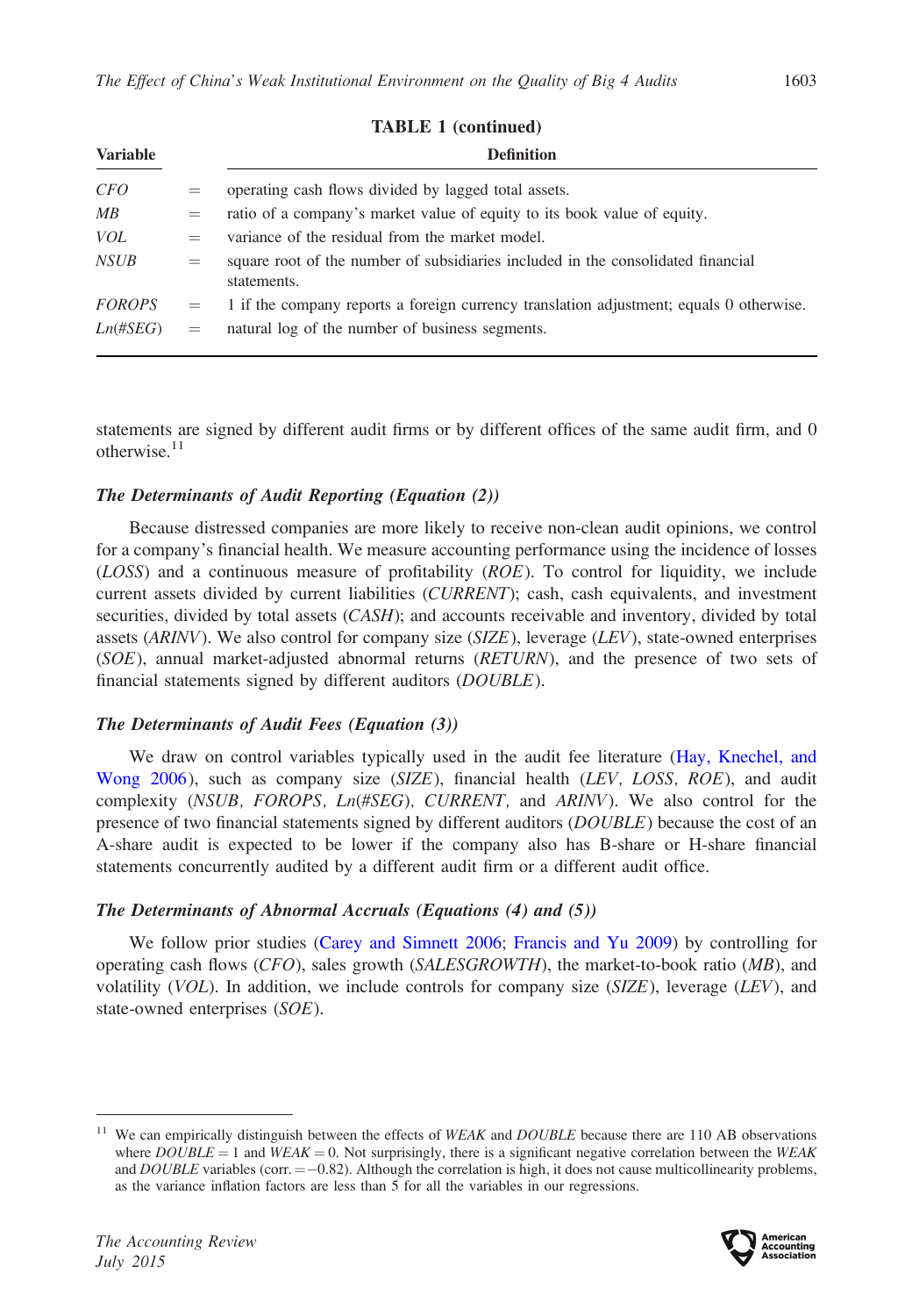**TABLE 1 (continued)**

| Variable | | Definition |
|---|---|---|
| *CFO* | = | operating cash flows divided by lagged total assets. |
| *MB* | = | ratio of a company's market value of equity to its book value of equity. |
| *VOL* | = | variance of the residual from the market model. |
| *NSUB* | = | square root of the number of subsidiaries included in the consolidated financial statements. |
| *FOROPS* | = | 1 if the company reports a foreign currency translation adjustment; equals 0 otherwise. |
| *Ln(#SEG)* | = | natural log of the number of business segments. |

statements are signed by different audit firms or by different offices of the same audit firm, and 0 otherwise.[11]

### *The Determinants of Audit Reporting (Equation (2))*

Because distressed companies are more likely to receive non-clean audit opinions, we control for a company's financial health. We measure accounting performance using the incidence of losses (*LOSS*) and a continuous measure of profitability (*ROE*). To control for liquidity, we include current assets divided by current liabilities (*CURRENT*); cash, cash equivalents, and investment securities, divided by total assets (*CASH*); and accounts receivable and inventory, divided by total assets (*ARINV*). We also control for company size (*SIZE*), leverage (*LEV*), state-owned enterprises (*SOE*), annual market-adjusted abnormal returns (*RETURN*), and the presence of two sets of financial statements signed by different auditors (*DOUBLE*).

### *The Determinants of Audit Fees (Equation (3))*

We draw on control variables typically used in the audit fee literature (Hay, Knechel, and Wong 2006), such as company size (*SIZE*), financial health (*LEV, LOSS, ROE*), and audit complexity (*NSUB, FOROPS, Ln(#SEG), CURRENT,* and *ARINV*). We also control for the presence of two financial statements signed by different auditors (*DOUBLE*) because the cost of an A-share audit is expected to be lower if the company also has B-share or H-share financial statements concurrently audited by a different audit firm or a different audit office.

### *The Determinants of Abnormal Accruals (Equations (4) and (5))*

We follow prior studies (Carey and Simnett 2006; Francis and Yu 2009) by controlling for operating cash flows (*CFO*), sales growth (*SALESGROWTH*), the market-to-book ratio (*MB*), and volatility (*VOL*). In addition, we include controls for company size (*SIZE*), leverage (*LEV*), and state-owned enterprises (*SOE*).

---

[11] We can empirically distinguish between the effects of *WEAK* and *DOUBLE* because there are 110 AB observations where *DOUBLE* = 1 and *WEAK* = 0. Not surprisingly, there is a significant negative correlation between the *WEAK* and *DOUBLE* variables (corr. = −0.82). Although the correlation is high, it does not cause multicollinearity problems, as the variance inflation factors are less than 5 for all the variables in our regressions.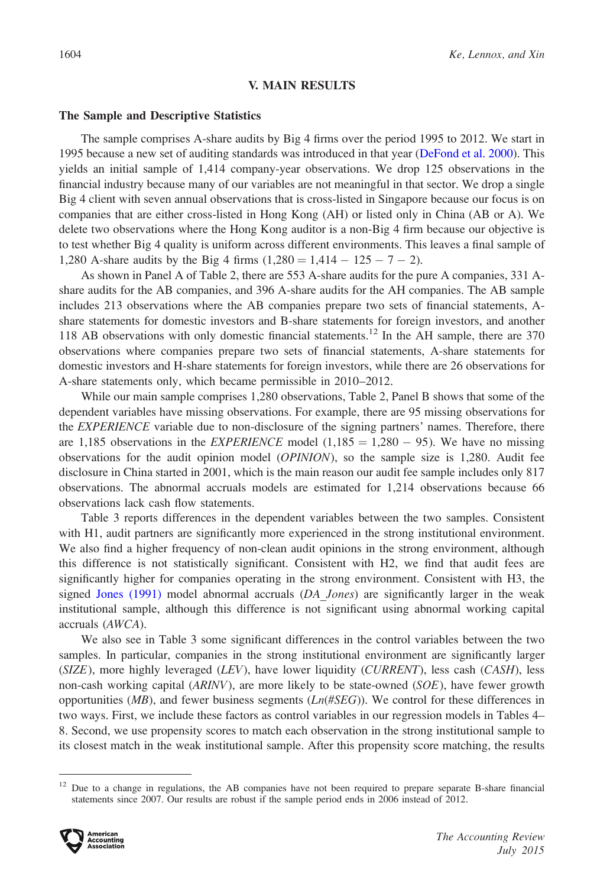## V. MAIN RESULTS

### The Sample and Descriptive Statistics

The sample comprises A-share audits by Big 4 firms over the period 1995 to 2012. We start in 1995 because a new set of auditing standards was introduced in that year (DeFond et al. 2000). This yields an initial sample of 1,414 company-year observations. We drop 125 observations in the financial industry because many of our variables are not meaningful in that sector. We drop a single Big 4 client with seven annual observations that is cross-listed in Singapore because our focus is on companies that are either cross-listed in Hong Kong (AH) or listed only in China (AB or A). We delete two observations where the Hong Kong auditor is a non-Big 4 firm because our objective is to test whether Big 4 quality is uniform across different environments. This leaves a final sample of 1,280 A-share audits by the Big 4 firms (1,280 = 1,414 − 125 − 7 − 2).

As shown in Panel A of Table 2, there are 553 A-share audits for the pure A companies, 331 A-share audits for the AB companies, and 396 A-share audits for the AH companies. The AB sample includes 213 observations where the AB companies prepare two sets of financial statements, A-share statements for domestic investors and B-share statements for foreign investors, and another 118 AB observations with only domestic financial statements.[12] In the AH sample, there are 370 observations where companies prepare two sets of financial statements, A-share statements for domestic investors and H-share statements for foreign investors, while there are 26 observations for A-share statements only, which became permissible in 2010–2012.

While our main sample comprises 1,280 observations, Table 2, Panel B shows that some of the dependent variables have missing observations. For example, there are 95 missing observations for the *EXPERIENCE* variable due to non-disclosure of the signing partners' names. Therefore, there are 1,185 observations in the *EXPERIENCE* model (1,185 = 1,280 − 95). We have no missing observations for the audit opinion model (*OPINION*), so the sample size is 1,280. Audit fee disclosure in China started in 2001, which is the main reason our audit fee sample includes only 817 observations. The abnormal accruals models are estimated for 1,214 observations because 66 observations lack cash flow statements.

Table 3 reports differences in the dependent variables between the two samples. Consistent with H1, audit partners are significantly more experienced in the strong institutional environment. We also find a higher frequency of non-clean audit opinions in the strong environment, although this difference is not statistically significant. Consistent with H2, we find that audit fees are significantly higher for companies operating in the strong environment. Consistent with H3, the signed Jones (1991) model abnormal accruals (*DA_Jones*) are significantly larger in the weak institutional sample, although this difference is not significant using abnormal working capital accruals (*AWCA*).

We also see in Table 3 some significant differences in the control variables between the two samples. In particular, companies in the strong institutional environment are significantly larger (*SIZE*), more highly leveraged (*LEV*), have lower liquidity (*CURRENT*), less cash (*CASH*), less non-cash working capital (*ARINV*), are more likely to be state-owned (*SOE*), have fewer growth opportunities (*MB*), and fewer business segments (*Ln(#SEG)*). We control for these differences in two ways. First, we include these factors as control variables in our regression models in Tables 4–8. Second, we use propensity scores to match each observation in the strong institutional sample to its closest match in the weak institutional sample. After this propensity score matching, the results

---

[12] Due to a change in regulations, the AB companies have not been required to prepare separate B-share financial statements since 2007. Our results are robust if the sample period ends in 2006 instead of 2012.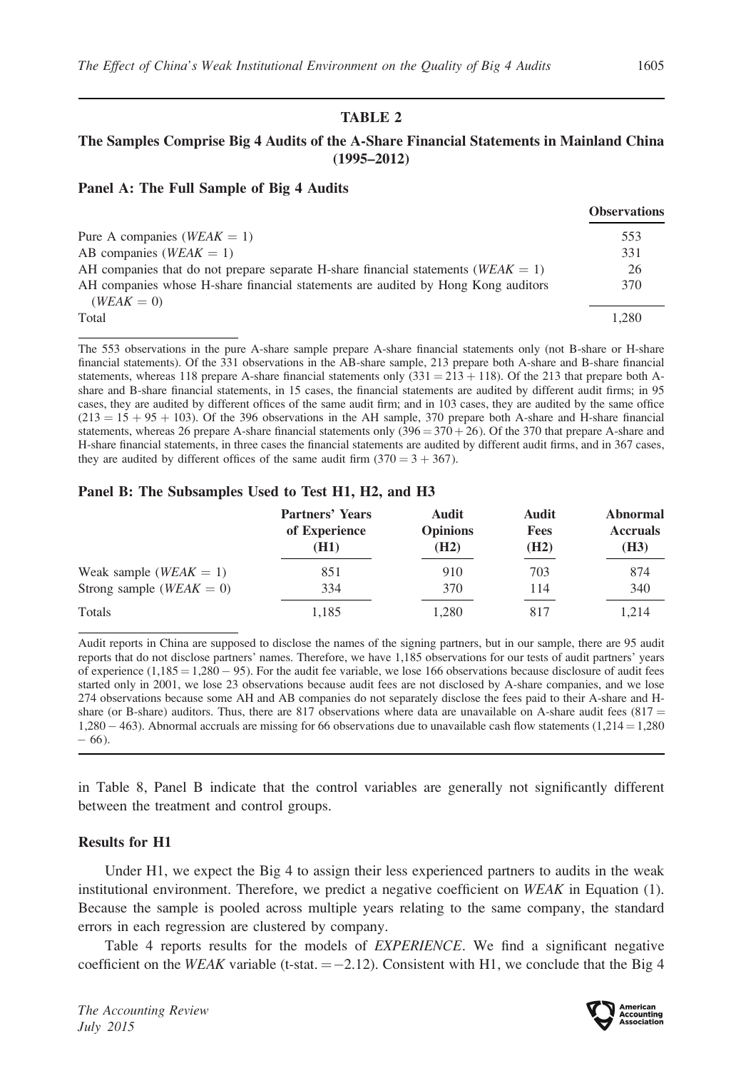**TABLE 2**

**The Samples Comprise Big 4 Audits of the A-Share Financial Statements in Mainland China (1995–2012)**

**Panel A: The Full Sample of Big 4 Audits**

| | Observations |
|---|---|
| Pure A companies (*WEAK* = 1) | 553 |
| AB companies (*WEAK* = 1) | 331 |
| AH companies that do not prepare separate H-share financial statements (*WEAK* = 1) | 26 |
| AH companies whose H-share financial statements are audited by Hong Kong auditors (*WEAK* = 0) | 370 |
| Total | 1,280 |

The 553 observations in the pure A-share sample prepare A-share financial statements only (not B-share or H-share financial statements). Of the 331 observations in the AB-share sample, 213 prepare both A-share and B-share financial statements, whereas 118 prepare A-share financial statements only (331 = 213 + 118). Of the 213 that prepare both A-share and B-share financial statements, in 15 cases, the financial statements are audited by different audit firms; in 95 cases, they are audited by different offices of the same audit firm; and in 103 cases, they are audited by the same office (213 = 15 + 95 + 103). Of the 396 observations in the AH sample, 370 prepare both A-share and H-share financial statements, whereas 26 prepare A-share financial statements only (396 = 370 + 26). Of the 370 that prepare A-share and H-share financial statements, in three cases the financial statements are audited by different audit firms, and in 367 cases, they are audited by different offices of the same audit firm (370 = 3 + 367).

**Panel B: The Subsamples Used to Test H1, H2, and H3**

| | Partners' Years of Experience (H1) | Audit Opinions (H2) | Audit Fees (H2) | Abnormal Accruals (H3) |
|---|---|---|---|---|
| Weak sample (*WEAK* = 1) | 851 | 910 | 703 | 874 |
| Strong sample (*WEAK* = 0) | 334 | 370 | 114 | 340 |
| Totals | 1,185 | 1,280 | 817 | 1,214 |

Audit reports in China are supposed to disclose the names of the signing partners, but in our sample, there are 95 audit reports that do not disclose partners' names. Therefore, we have 1,185 observations for our tests of audit partners' years of experience (1,185 = 1,280 − 95). For the audit fee variable, we lose 166 observations because disclosure of audit fees started only in 2001, we lose 23 observations because audit fees are not disclosed by A-share companies, and we lose 274 observations because some AH and AB companies do not separately disclose the fees paid to their A-share and H-share (or B-share) auditors. Thus, there are 817 observations where data are unavailable on A-share audit fees (817 = 1,280 − 463). Abnormal accruals are missing for 66 observations due to unavailable cash flow statements (1,214 = 1,280 − 66).

in Table 8, Panel B indicate that the control variables are generally not significantly different between the treatment and control groups.

### Results for H1

Under H1, we expect the Big 4 to assign their less experienced partners to audits in the weak institutional environment. Therefore, we predict a negative coefficient on *WEAK* in Equation (1). Because the sample is pooled across multiple years relating to the same company, the standard errors in each regression are clustered by company.

Table 4 reports results for the models of *EXPERIENCE*. We find a significant negative coefficient on the *WEAK* variable (t-stat. = −2.12). Consistent with H1, we conclude that the Big 4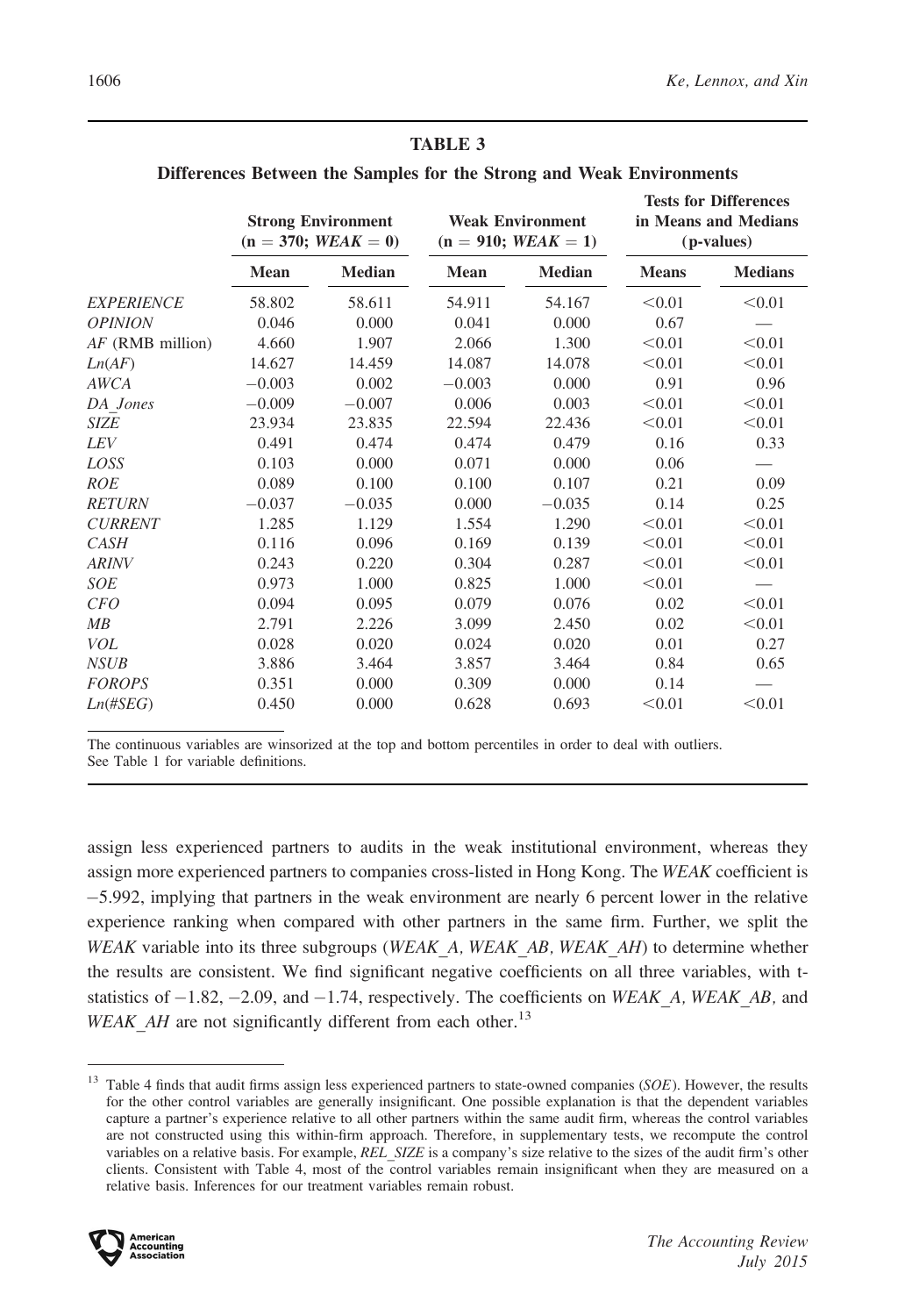**TABLE 3**

**Differences Between the Samples for the Strong and Weak Environments**

| | Strong Environment (n = 370; *WEAK* = 0) | | Weak Environment (n = 910; *WEAK* = 1) | | Tests for Differences in Means and Medians (p-values) | |
|---|---|---|---|---|---|---|
| | **Mean** | **Median** | **Mean** | **Median** | **Means** | **Medians** |
| *EXPERIENCE* | 58.802 | 58.611 | 54.911 | 54.167 | <0.01 | <0.01 |
| *OPINION* | 0.046 | 0.000 | 0.041 | 0.000 | 0.67 | — |
| *AF* (RMB million) | 4.660 | 1.907 | 2.066 | 1.300 | <0.01 | <0.01 |
| *Ln*(*AF*) | 14.627 | 14.459 | 14.087 | 14.078 | <0.01 | <0.01 |
| *AWCA* | −0.003 | 0.002 | −0.003 | 0.000 | 0.91 | 0.96 |
| *DA_Jones* | −0.009 | −0.007 | 0.006 | 0.003 | <0.01 | <0.01 |
| *SIZE* | 23.934 | 23.835 | 22.594 | 22.436 | <0.01 | <0.01 |
| *LEV* | 0.491 | 0.474 | 0.474 | 0.479 | 0.16 | 0.33 |
| *LOSS* | 0.103 | 0.000 | 0.071 | 0.000 | 0.06 | — |
| *ROE* | 0.089 | 0.100 | 0.100 | 0.107 | 0.21 | 0.09 |
| *RETURN* | −0.037 | −0.035 | 0.000 | −0.035 | 0.14 | 0.25 |
| *CURRENT* | 1.285 | 1.129 | 1.554 | 1.290 | <0.01 | <0.01 |
| *CASH* | 0.116 | 0.096 | 0.169 | 0.139 | <0.01 | <0.01 |
| *ARINV* | 0.243 | 0.220 | 0.304 | 0.287 | <0.01 | <0.01 |
| *SOE* | 0.973 | 1.000 | 0.825 | 1.000 | <0.01 | — |
| *CFO* | 0.094 | 0.095 | 0.079 | 0.076 | 0.02 | <0.01 |
| *MB* | 2.791 | 2.226 | 3.099 | 2.450 | 0.02 | <0.01 |
| *VOL* | 0.028 | 0.020 | 0.024 | 0.020 | 0.01 | 0.27 |
| *NSUB* | 3.886 | 3.464 | 3.857 | 3.464 | 0.84 | 0.65 |
| *FOROPS* | 0.351 | 0.000 | 0.309 | 0.000 | 0.14 | — |
| *Ln*(*#SEG*) | 0.450 | 0.000 | 0.628 | 0.693 | <0.01 | <0.01 |

The continuous variables are winsorized at the top and bottom percentiles in order to deal with outliers.
See Table 1 for variable definitions.

assign less experienced partners to audits in the weak institutional environment, whereas they assign more experienced partners to companies cross-listed in Hong Kong. The *WEAK* coefficient is −5.992, implying that partners in the weak environment are nearly 6 percent lower in the relative experience ranking when compared with other partners in the same firm. Further, we split the *WEAK* variable into its three subgroups (*WEAK_A, WEAK_AB, WEAK_AH*) to determine whether the results are consistent. We find significant negative coefficients on all three variables, with t-statistics of −1.82, −2.09, and −1.74, respectively. The coefficients on *WEAK_A, WEAK_AB,* and *WEAK_AH* are not significantly different from each other.[13]

[13] Table 4 finds that audit firms assign less experienced partners to state-owned companies (*SOE*). However, the results for the other control variables are generally insignificant. One possible explanation is that the dependent variables capture a partner's experience relative to all other partners within the same audit firm, whereas the control variables are not constructed using this within-firm approach. Therefore, in supplementary tests, we recompute the control variables on a relative basis. For example, *REL_SIZE* is a company's size relative to the sizes of the audit firm's other clients. Consistent with Table 4, most of the control variables remain insignificant when they are measured on a relative basis. Inferences for our treatment variables remain robust.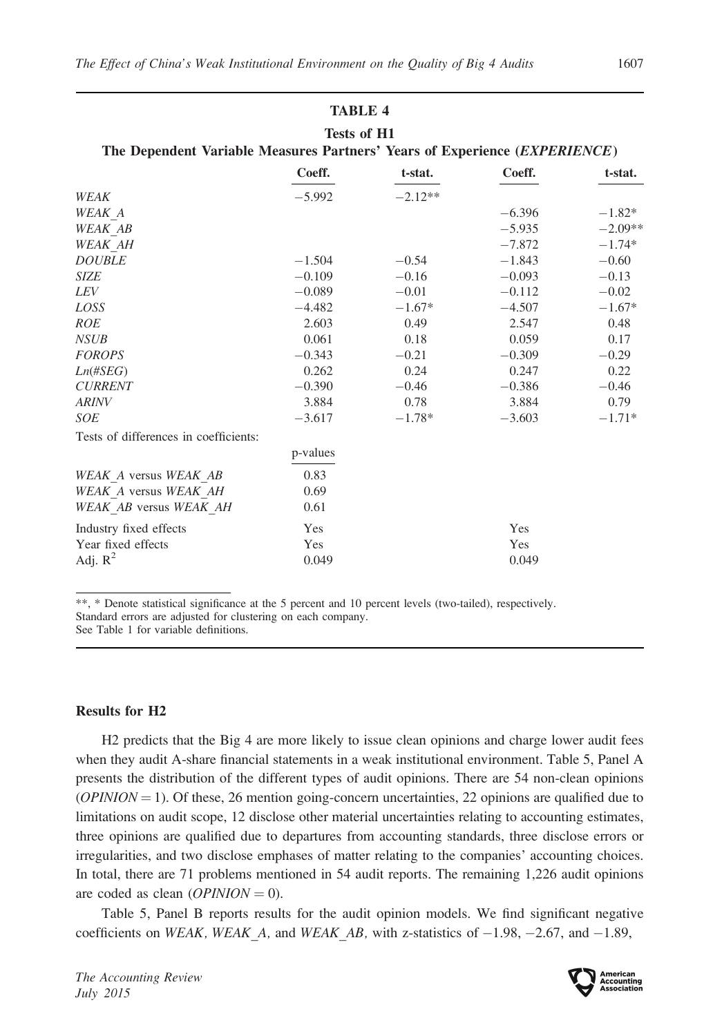**TABLE 4**

**Tests of H1**

**The Dependent Variable Measures Partners' Years of Experience (*EXPERIENCE*)**

| | Coeff. | t-stat. | Coeff. | t-stat. |
|---|---|---|---|---|
| *WEAK* | −5.992 | −2.12** | | |
| *WEAK_A* | | | −6.396 | −1.82* |
| *WEAK_AB* | | | −5.935 | −2.09** |
| *WEAK_AH* | | | −7.872 | −1.74* |
| *DOUBLE* | −1.504 | −0.54 | −1.843 | −0.60 |
| *SIZE* | −0.109 | −0.16 | −0.093 | −0.13 |
| *LEV* | −0.089 | −0.01 | −0.112 | −0.02 |
| *LOSS* | −4.482 | −1.67* | −4.507 | −1.67* |
| *ROE* | 2.603 | 0.49 | 2.547 | 0.48 |
| *NSUB* | 0.061 | 0.18 | 0.059 | 0.17 |
| *FOROPS* | −0.343 | −0.21 | −0.309 | −0.29 |
| *Ln(#SEG)* | 0.262 | 0.24 | 0.247 | 0.22 |
| *CURRENT* | −0.390 | −0.46 | −0.386 | −0.46 |
| *ARINV* | 3.884 | 0.78 | 3.884 | 0.79 |
| *SOE* | −3.617 | −1.78* | −3.603 | −1.71* |
| Tests of differences in coefficients: | | | | |
| | p-values | | | |
| *WEAK_A* versus *WEAK_AB* | 0.83 | | | |
| *WEAK_A* versus *WEAK_AH* | 0.69 | | | |
| *WEAK_AB* versus *WEAK_AH* | 0.61 | | | |
| Industry fixed effects | Yes | | Yes | |
| Year fixed effects | Yes | | Yes | |
| Adj. $R^2$ | 0.049 | | 0.049 | |

**, * Denote statistical significance at the 5 percent and 10 percent levels (two-tailed), respectively.
Standard errors are adjusted for clustering on each company.
See Table 1 for variable definitions.

### Results for H2

H2 predicts that the Big 4 are more likely to issue clean opinions and charge lower audit fees when they audit A-share financial statements in a weak institutional environment. Table 5, Panel A presents the distribution of the different types of audit opinions. There are 54 non-clean opinions ($OPINION = 1$). Of these, 26 mention going-concern uncertainties, 22 opinions are qualified due to limitations on audit scope, 12 disclose other material uncertainties relating to accounting estimates, three opinions are qualified due to departures from accounting standards, three disclose errors or irregularities, and two disclose emphases of matter relating to the companies' accounting choices. In total, there are 71 problems mentioned in 54 audit reports. The remaining 1,226 audit opinions are coded as clean ($OPINION = 0$).

Table 5, Panel B reports results for the audit opinion models. We find significant negative coefficients on *WEAK, WEAK_A,* and *WEAK_AB,* with z-statistics of −1.98, −2.67, and −1.89,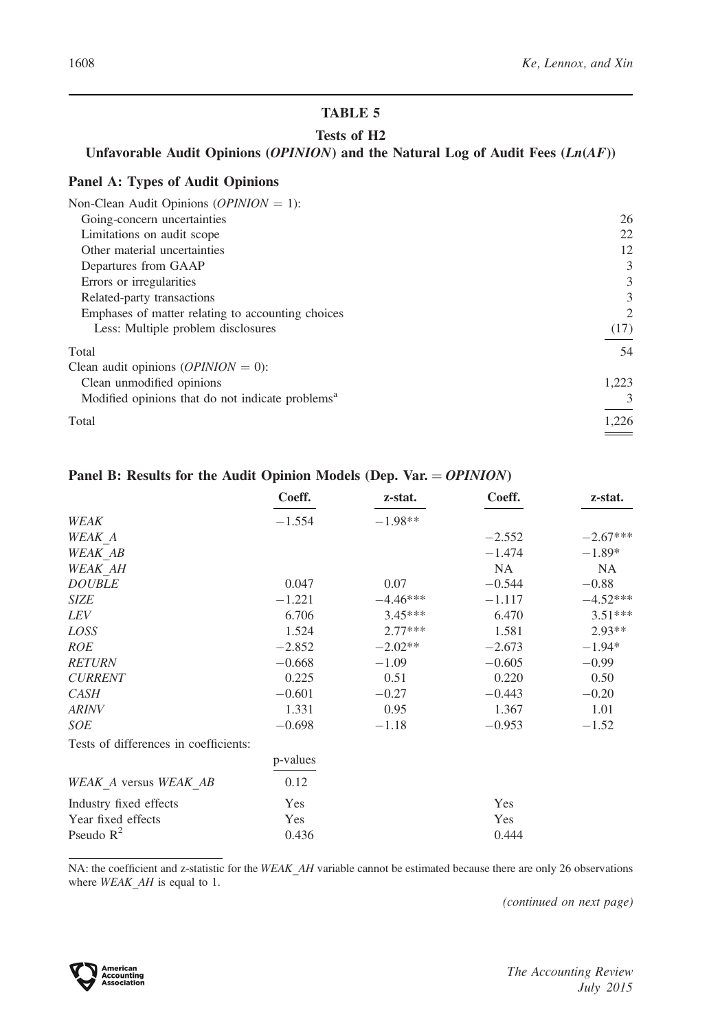## TABLE 5

### Tests of H2

### Unfavorable Audit Opinions (*OPINION*) and the Natural Log of Audit Fees (*Ln*(*AF*))

**Panel A: Types of Audit Opinions**

| | |
|---|---|
| Non-Clean Audit Opinions (*OPINION* = 1): | |
| Going-concern uncertainties | 26 |
| Limitations on audit scope | 22 |
| Other material uncertainties | 12 |
| Departures from GAAP | 3 |
| Errors or irregularities | 3 |
| Related-party transactions | 3 |
| Emphases of matter relating to accounting choices | 2 |
| Less: Multiple problem disclosures | (17) |
| Total | 54 |
| Clean audit opinions (*OPINION* = 0): | |
| Clean unmodified opinions | 1,223 |
| Modified opinions that do not indicate problems[a] | 3 |
| Total | 1,226 |

**Panel B: Results for the Audit Opinion Models (Dep. Var. = *OPINION*)**

| | Coeff. | z-stat. | Coeff. | z-stat. |
|---|---|---|---|---|
| *WEAK* | −1.554 | −1.98** | | |
| *WEAK_A* | | | −2.552 | −2.67*** |
| *WEAK_AB* | | | −1.474 | −1.89* |
| *WEAK_AH* | | | NA | NA |
| *DOUBLE* | 0.047 | 0.07 | −0.544 | −0.88 |
| *SIZE* | −1.221 | −4.46*** | −1.117 | −4.52*** |
| *LEV* | 6.706 | 3.45*** | 6.470 | 3.51*** |
| *LOSS* | 1.524 | 2.77*** | 1.581 | 2.93** |
| *ROE* | −2.852 | −2.02** | −2.673 | −1.94* |
| *RETURN* | −0.668 | −1.09 | −0.605 | −0.99 |
| *CURRENT* | 0.225 | 0.51 | 0.220 | 0.50 |
| *CASH* | −0.601 | −0.27 | −0.443 | −0.20 |
| *ARINV* | 1.331 | 0.95 | 1.367 | 1.01 |
| *SOE* | −0.698 | −1.18 | −0.953 | −1.52 |
| Tests of differences in coefficients: | | | | |
| | p-values | | | |
| *WEAK_A* versus *WEAK_AB* | 0.12 | | | |
| Industry fixed effects | Yes | | Yes | |
| Year fixed effects | Yes | | Yes | |
| Pseudo $R^2$ | 0.436 | | 0.444 | |

NA: the coefficient and z-statistic for the *WEAK_AH* variable cannot be estimated because there are only 26 observations where *WEAK_AH* is equal to 1.

*(continued on next page)*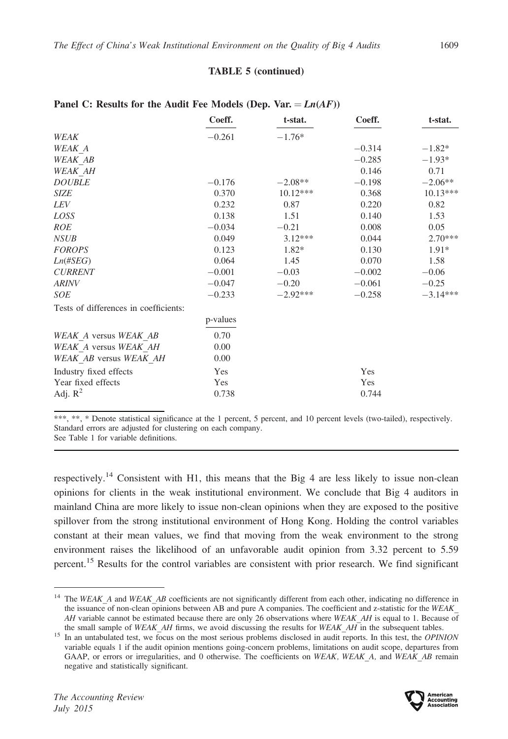**TABLE 5 (continued)**

**Panel C: Results for the Audit Fee Models (Dep. Var. = *Ln(AF)*)**

| | Coeff. | t-stat. | Coeff. | t-stat. |
|---|---|---|---|---|
| *WEAK* | −0.261 | −1.76* | | |
| *WEAK_A* | | | −0.314 | −1.82* |
| *WEAK_AB* | | | −0.285 | −1.93* |
| *WEAK_AH* | | | 0.146 | 0.71 |
| *DOUBLE* | −0.176 | −2.08** | −0.198 | −2.06** |
| *SIZE* | 0.370 | 10.12*** | 0.368 | 10.13*** |
| *LEV* | 0.232 | 0.87 | 0.220 | 0.82 |
| *LOSS* | 0.138 | 1.51 | 0.140 | 1.53 |
| *ROE* | −0.034 | −0.21 | 0.008 | 0.05 |
| *NSUB* | 0.049 | 3.12*** | 0.044 | 2.70*** |
| *FOROPS* | 0.123 | 1.82* | 0.130 | 1.91* |
| *Ln(#SEG)* | 0.064 | 1.45 | 0.070 | 1.58 |
| *CURRENT* | −0.001 | −0.03 | −0.002 | −0.06 |
| *ARINV* | −0.047 | −0.20 | −0.061 | −0.25 |
| *SOE* | −0.233 | −2.92*** | −0.258 | −3.14*** |
| Tests of differences in coefficients: | | | | |
| | p-values | | | |
| *WEAK_A* versus *WEAK_AB* | 0.70 | | | |
| *WEAK_A* versus *WEAK_AH* | 0.00 | | | |
| *WEAK_AB* versus *WEAK_AH* | 0.00 | | | |
| Industry fixed effects | Yes | | Yes | |
| Year fixed effects | Yes | | Yes | |
| Adj. $R^2$ | 0.738 | | 0.744 | |

***, **, * Denote statistical significance at the 1 percent, 5 percent, and 10 percent levels (two-tailed), respectively.
Standard errors are adjusted for clustering on each company.
See Table 1 for variable definitions.

respectively.[14] Consistent with H1, this means that the Big 4 are less likely to issue non-clean opinions for clients in the weak institutional environment. We conclude that Big 4 auditors in mainland China are more likely to issue non-clean opinions when they are exposed to the positive spillover from the strong institutional environment of Hong Kong. Holding the control variables constant at their mean values, we find that moving from the weak environment to the strong environment raises the likelihood of an unfavorable audit opinion from 3.32 percent to 5.59 percent.[15] Results for the control variables are consistent with prior research. We find significant

[14] The *WEAK_A* and *WEAK_AB* coefficients are not significantly different from each other, indicating no difference in the issuance of non-clean opinions between AB and pure A companies. The coefficient and z-statistic for the *WEAK_AH* variable cannot be estimated because there are only 26 observations where *WEAK_AH* is equal to 1. Because of the small sample of *WEAK_AH* firms, we avoid discussing the results for *WEAK_AH* in the subsequent tables.

[15] In an untabulated test, we focus on the most serious problems disclosed in audit reports. In this test, the *OPINION* variable equals 1 if the audit opinion mentions going-concern problems, limitations on audit scope, departures from GAAP, or errors or irregularities, and 0 otherwise. The coefficients on *WEAK*, *WEAK_A*, and *WEAK_AB* remain negative and statistically significant.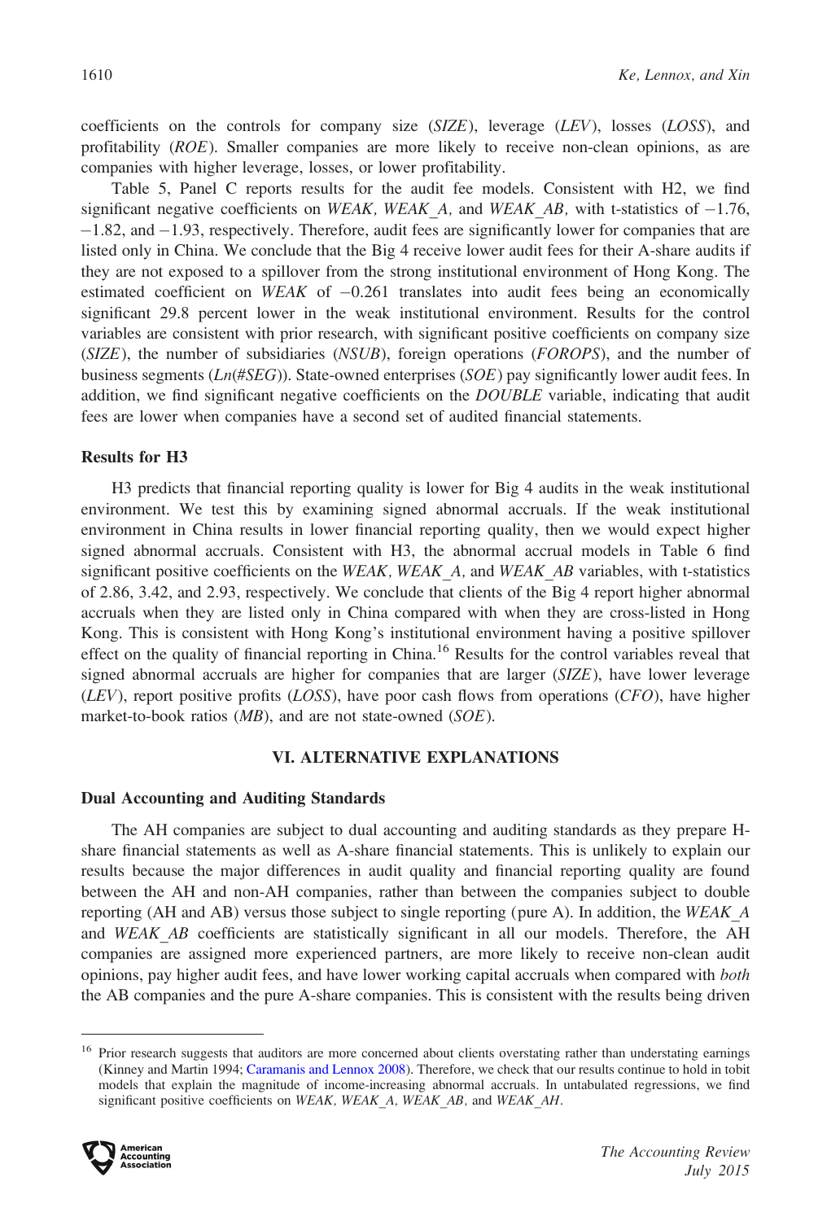coefficients on the controls for company size (*SIZE*), leverage (*LEV*), losses (*LOSS*), and profitability (*ROE*). Smaller companies are more likely to receive non-clean opinions, as are companies with higher leverage, losses, or lower profitability.

Table 5, Panel C reports results for the audit fee models. Consistent with H2, we find significant negative coefficients on *WEAK*, *WEAK_A*, and *WEAK_AB*, with t-statistics of −1.76, −1.82, and −1.93, respectively. Therefore, audit fees are significantly lower for companies that are listed only in China. We conclude that the Big 4 receive lower audit fees for their A-share audits if they are not exposed to a spillover from the strong institutional environment of Hong Kong. The estimated coefficient on *WEAK* of −0.261 translates into audit fees being an economically significant 29.8 percent lower in the weak institutional environment. Results for the control variables are consistent with prior research, with significant positive coefficients on company size (*SIZE*), the number of subsidiaries (*NSUB*), foreign operations (*FOROPS*), and the number of business segments (*Ln(#SEG)*). State-owned enterprises (*SOE*) pay significantly lower audit fees. In addition, we find significant negative coefficients on the *DOUBLE* variable, indicating that audit fees are lower when companies have a second set of audited financial statements.

### Results for H3

H3 predicts that financial reporting quality is lower for Big 4 audits in the weak institutional environment. We test this by examining signed abnormal accruals. If the weak institutional environment in China results in lower financial reporting quality, then we would expect higher signed abnormal accruals. Consistent with H3, the abnormal accrual models in Table 6 find significant positive coefficients on the *WEAK*, *WEAK_A*, and *WEAK_AB* variables, with t-statistics of 2.86, 3.42, and 2.93, respectively. We conclude that clients of the Big 4 report higher abnormal accruals when they are listed only in China compared with when they are cross-listed in Hong Kong. This is consistent with Hong Kong's institutional environment having a positive spillover effect on the quality of financial reporting in China.[16] Results for the control variables reveal that signed abnormal accruals are higher for companies that are larger (*SIZE*), have lower leverage (*LEV*), report positive profits (*LOSS*), have poor cash flows from operations (*CFO*), have higher market-to-book ratios (*MB*), and are not state-owned (*SOE*).

## VI. ALTERNATIVE EXPLANATIONS

### Dual Accounting and Auditing Standards

The AH companies are subject to dual accounting and auditing standards as they prepare H-share financial statements as well as A-share financial statements. This is unlikely to explain our results because the major differences in audit quality and financial reporting quality are found between the AH and non-AH companies, rather than between the companies subject to double reporting (AH and AB) versus those subject to single reporting (pure A). In addition, the *WEAK_A* and *WEAK_AB* coefficients are statistically significant in all our models. Therefore, the AH companies are assigned more experienced partners, are more likely to receive non-clean audit opinions, pay higher audit fees, and have lower working capital accruals when compared with *both* the AB companies and the pure A-share companies. This is consistent with the results being driven

---

[16] Prior research suggests that auditors are more concerned about clients overstating rather than understating earnings (Kinney and Martin 1994; Caramanis and Lennox 2008). Therefore, we check that our results continue to hold in tobit models that explain the magnitude of income-increasing abnormal accruals. In untabulated regressions, we find significant positive coefficients on *WEAK*, *WEAK_A*, *WEAK_AB*, and *WEAK_AH*.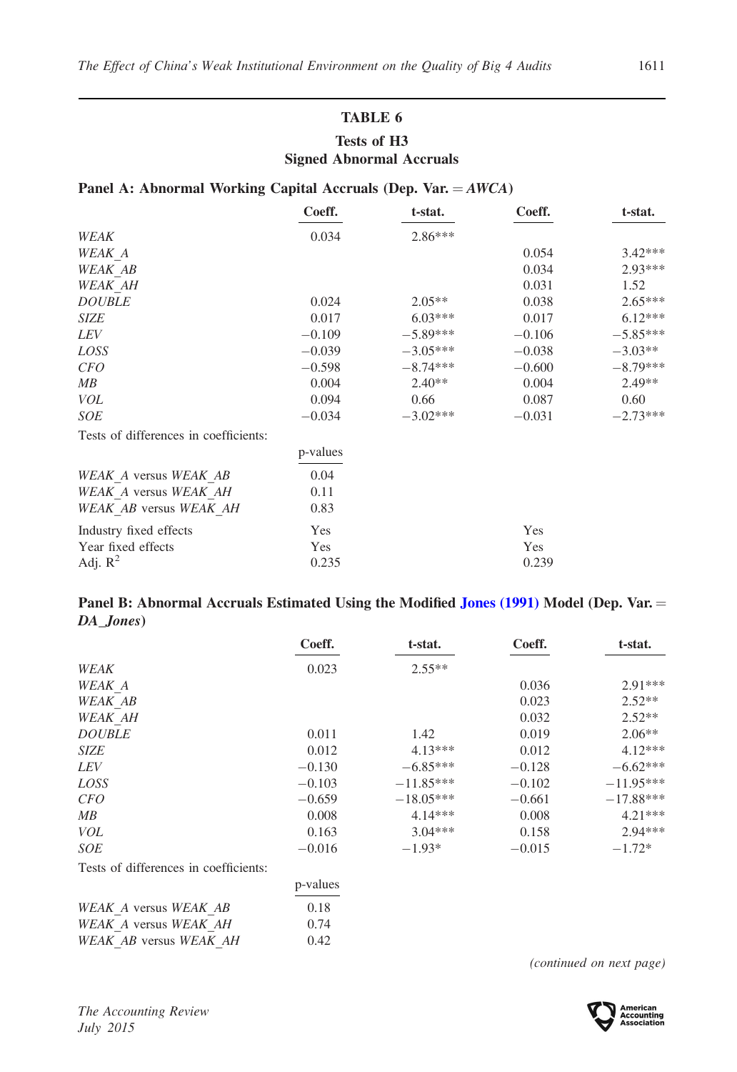## TABLE 6

### Tests of H3

### Signed Abnormal Accruals

**Panel A: Abnormal Working Capital Accruals (Dep. Var. = *AWCA*)**

| | Coeff. | t-stat. | Coeff. | t-stat. |
|---|---|---|---|---|
| *WEAK* | 0.034 | 2.86*** | | |
| *WEAK_A* | | | 0.054 | 3.42*** |
| *WEAK_AB* | | | 0.034 | 2.93*** |
| *WEAK_AH* | | | 0.031 | 1.52 |
| *DOUBLE* | 0.024 | 2.05** | 0.038 | 2.65*** |
| *SIZE* | 0.017 | 6.03*** | 0.017 | 6.12*** |
| *LEV* | −0.109 | −5.89*** | −0.106 | −5.85*** |
| *LOSS* | −0.039 | −3.05*** | −0.038 | −3.03** |
| *CFO* | −0.598 | −8.74*** | −0.600 | −8.79*** |
| *MB* | 0.004 | 2.40** | 0.004 | 2.49** |
| *VOL* | 0.094 | 0.66 | 0.087 | 0.60 |
| *SOE* | −0.034 | −3.02*** | −0.031 | −2.73*** |
| Tests of differences in coefficients: | | | | |
| | p-values | | | |
| *WEAK_A* versus *WEAK_AB* | 0.04 | | | |
| *WEAK_A* versus *WEAK_AH* | 0.11 | | | |
| *WEAK_AB* versus *WEAK_AH* | 0.83 | | | |
| Industry fixed effects | Yes | | Yes | |
| Year fixed effects | Yes | | Yes | |
| Adj. $R^2$ | 0.235 | | 0.239 | |

**Panel B: Abnormal Accruals Estimated Using the Modified Jones (1991) Model (Dep. Var. = *DA_Jones*)**

| | Coeff. | t-stat. | Coeff. | t-stat. |
|---|---|---|---|---|
| *WEAK* | 0.023 | 2.55** | | |
| *WEAK_A* | | | 0.036 | 2.91*** |
| *WEAK_AB* | | | 0.023 | 2.52** |
| *WEAK_AH* | | | 0.032 | 2.52** |
| *DOUBLE* | 0.011 | 1.42 | 0.019 | 2.06** |
| *SIZE* | 0.012 | 4.13*** | 0.012 | 4.12*** |
| *LEV* | −0.130 | −6.85*** | −0.128 | −6.62*** |
| *LOSS* | −0.103 | −11.85*** | −0.102 | −11.95*** |
| *CFO* | −0.659 | −18.05*** | −0.661 | −17.88*** |
| *MB* | 0.008 | 4.14*** | 0.008 | 4.21*** |
| *VOL* | 0.163 | 3.04*** | 0.158 | 2.94*** |
| *SOE* | −0.016 | −1.93* | −0.015 | −1.72* |
| Tests of differences in coefficients: | | | | |
| | p-values | | | |
| *WEAK_A* versus *WEAK_AB* | 0.18 | | | |
| *WEAK_A* versus *WEAK_AH* | 0.74 | | | |
| *WEAK_AB* versus *WEAK_AH* | 0.42 | | | |

*(continued on next page)*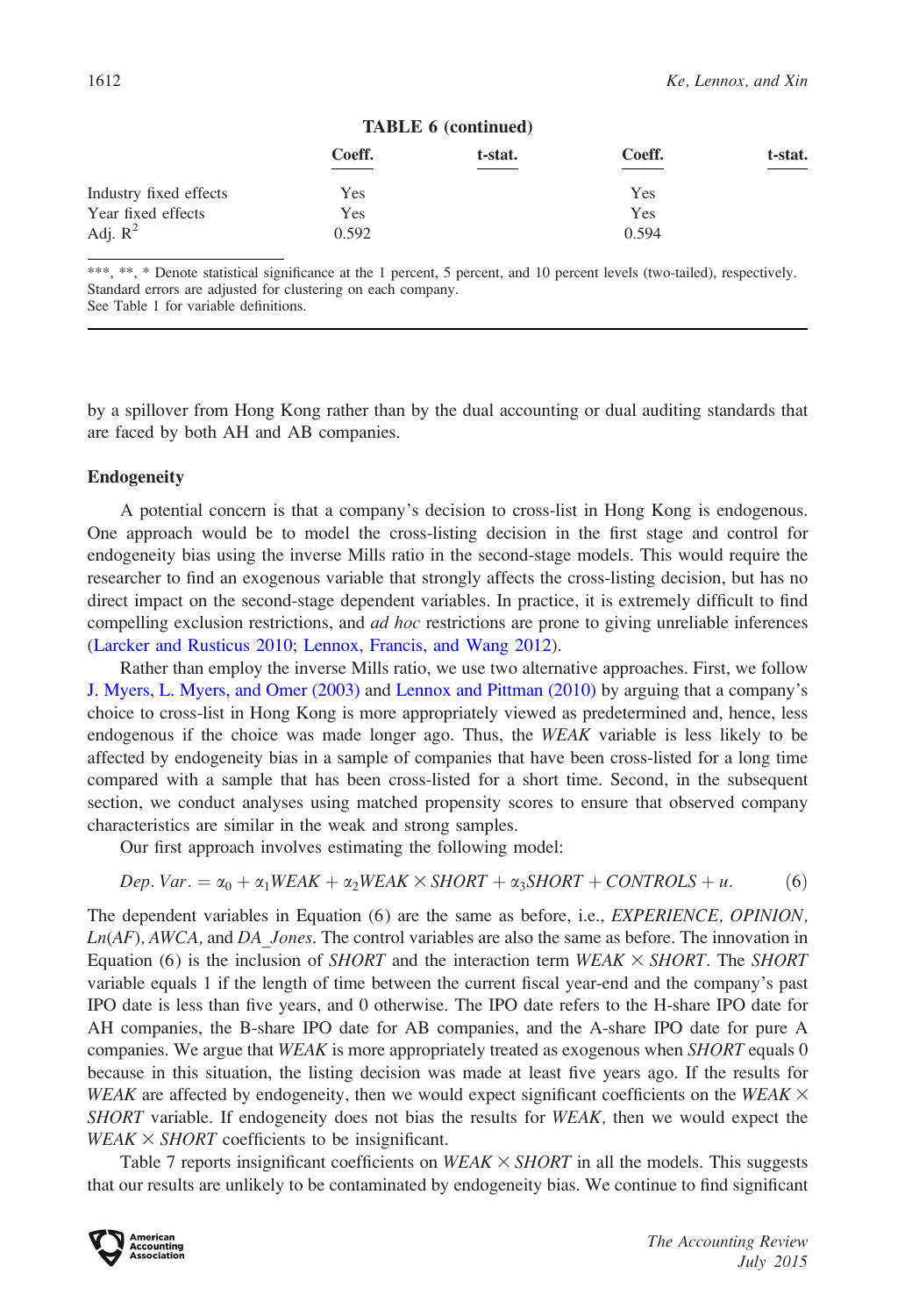**TABLE 6 (continued)**

| | Coeff. | t-stat. | Coeff. | t-stat. |
|---|---|---|---|---|
| Industry fixed effects | Yes | | Yes | |
| Year fixed effects | Yes | | Yes | |
| Adj. $R^2$ | 0.592 | | 0.594 | |

\*\*\*, \*\*, \* Denote statistical significance at the 1 percent, 5 percent, and 10 percent levels (two-tailed), respectively.
Standard errors are adjusted for clustering on each company.
See Table 1 for variable definitions.

by a spillover from Hong Kong rather than by the dual accounting or dual auditing standards that are faced by both AH and AB companies.

### Endogeneity

A potential concern is that a company's decision to cross-list in Hong Kong is endogenous. One approach would be to model the cross-listing decision in the first stage and control for endogeneity bias using the inverse Mills ratio in the second-stage models. This would require the researcher to find an exogenous variable that strongly affects the cross-listing decision, but has no direct impact on the second-stage dependent variables. In practice, it is extremely difficult to find compelling exclusion restrictions, and *ad hoc* restrictions are prone to giving unreliable inferences (Larcker and Rusticus 2010; Lennox, Francis, and Wang 2012).

Rather than employ the inverse Mills ratio, we use two alternative approaches. First, we follow J. Myers, L. Myers, and Omer (2003) and Lennox and Pittman (2010) by arguing that a company's choice to cross-list in Hong Kong is more appropriately viewed as predetermined and, hence, less endogenous if the choice was made longer ago. Thus, the *WEAK* variable is less likely to be affected by endogeneity bias in a sample of companies that have been cross-listed for a long time compared with a sample that has been cross-listed for a short time. Second, in the subsequent section, we conduct analyses using matched propensity scores to ensure that observed company characteristics are similar in the weak and strong samples.

Our first approach involves estimating the following model:

$$Dep.\,Var. = \alpha_0 + \alpha_1 WEAK + \alpha_2 WEAK \times SHORT + \alpha_3 SHORT + CONTROLS + u. \qquad (6)$$

The dependent variables in Equation (6) are the same as before, i.e., *EXPERIENCE*, *OPINION*, *Ln*(*AF*), *AWCA*, and *DA_Jones*. The control variables are also the same as before. The innovation in Equation (6) is the inclusion of *SHORT* and the interaction term *WEAK* × *SHORT*. The *SHORT* variable equals 1 if the length of time between the current fiscal year-end and the company's past IPO date is less than five years, and 0 otherwise. The IPO date refers to the H-share IPO date for AH companies, the B-share IPO date for AB companies, and the A-share IPO date for pure A companies. We argue that *WEAK* is more appropriately treated as exogenous when *SHORT* equals 0 because in this situation, the listing decision was made at least five years ago. If the results for *WEAK* are affected by endogeneity, then we would expect significant coefficients on the *WEAK* × *SHORT* variable. If endogeneity does not bias the results for *WEAK*, then we would expect the *WEAK* × *SHORT* coefficients to be insignificant.

Table 7 reports insignificant coefficients on *WEAK* × *SHORT* in all the models. This suggests that our results are unlikely to be contaminated by endogeneity bias. We continue to find significant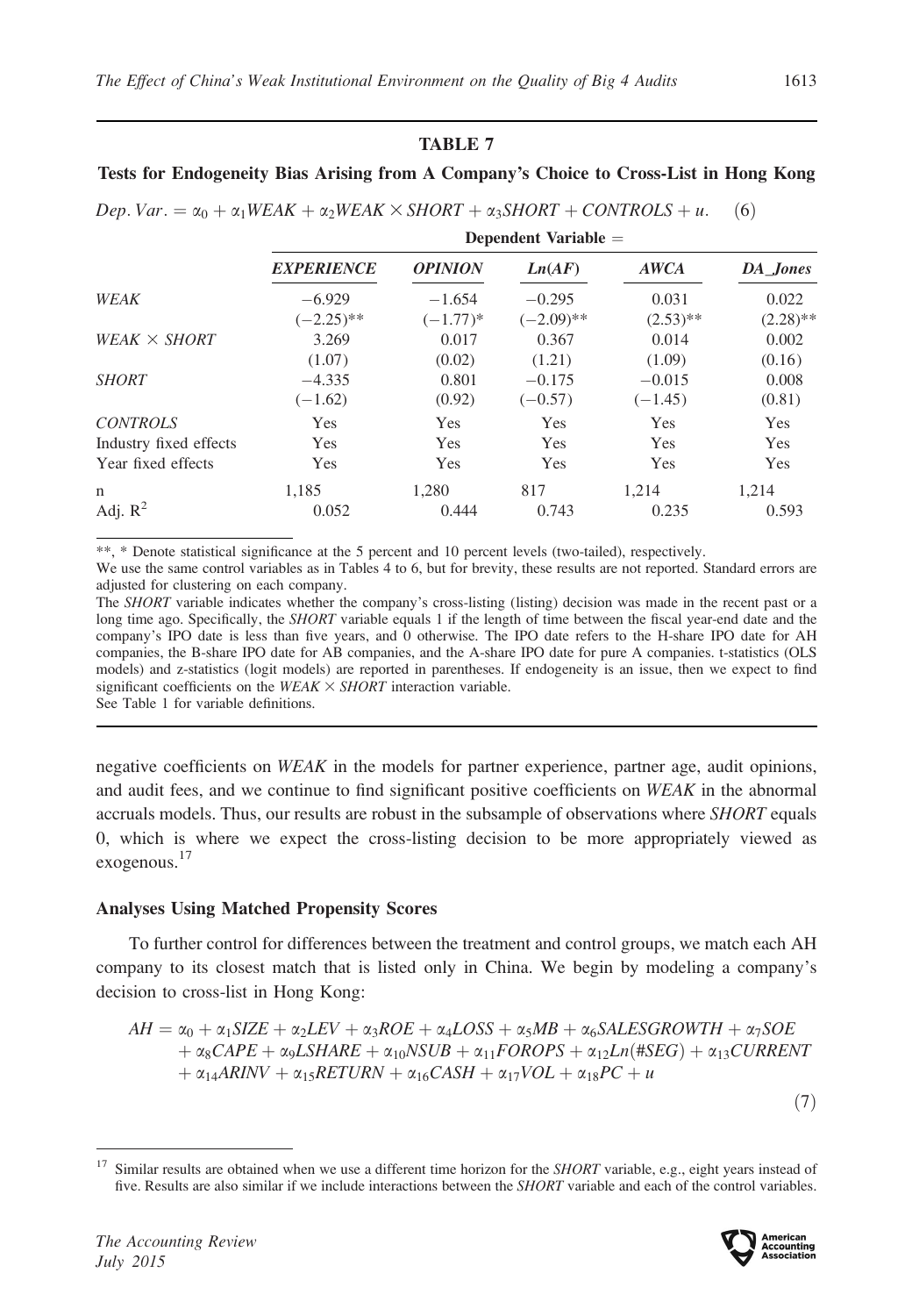**TABLE 7**

**Tests for Endogeneity Bias Arising from A Company's Choice to Cross-List in Hong Kong**

$$Dep.\,Var. = \alpha_0 + \alpha_1 WEAK + \alpha_2 WEAK \times SHORT + \alpha_3 SHORT + CONTROLS + u. \quad (6)$$

| | Dependent Variable = | | | | |
|---|---|---|---|---|---|
| | ***EXPERIENCE*** | ***OPINION*** | ***Ln(AF)*** | ***AWCA*** | ***DA_Jones*** |
| *WEAK* | −6.929 | −1.654 | −0.295 | 0.031 | 0.022 |
| | (−2.25)** | (−1.77)* | (−2.09)** | (2.53)** | (2.28)** |
| *WEAK* × *SHORT* | 3.269 | 0.017 | 0.367 | 0.014 | 0.002 |
| | (1.07) | (0.02) | (1.21) | (1.09) | (0.16) |
| *SHORT* | −4.335 | 0.801 | −0.175 | −0.015 | 0.008 |
| | (−1.62) | (0.92) | (−0.57) | (−1.45) | (0.81) |
| *CONTROLS* | Yes | Yes | Yes | Yes | Yes |
| Industry fixed effects | Yes | Yes | Yes | Yes | Yes |
| Year fixed effects | Yes | Yes | Yes | Yes | Yes |
| n | 1,185 | 1,280 | 817 | 1,214 | 1,214 |
| Adj. $R^2$ | 0.052 | 0.444 | 0.743 | 0.235 | 0.593 |

**, * Denote statistical significance at the 5 percent and 10 percent levels (two-tailed), respectively.

We use the same control variables as in Tables 4 to 6, but for brevity, these results are not reported. Standard errors are adjusted for clustering on each company.

The *SHORT* variable indicates whether the company's cross-listing (listing) decision was made in the recent past or a long time ago. Specifically, the *SHORT* variable equals 1 if the length of time between the fiscal year-end date and the company's IPO date is less than five years, and 0 otherwise. The IPO date refers to the H-share IPO date for AH companies, the B-share IPO date for AB companies, and the A-share IPO date for pure A companies. t-statistics (OLS models) and z-statistics (logit models) are reported in parentheses. If endogeneity is an issue, then we expect to find significant coefficients on the *WEAK* × *SHORT* interaction variable.

See Table 1 for variable definitions.

negative coefficients on *WEAK* in the models for partner experience, partner age, audit opinions, and audit fees, and we continue to find significant positive coefficients on *WEAK* in the abnormal accruals models. Thus, our results are robust in the subsample of observations where *SHORT* equals 0, which is where we expect the cross-listing decision to be more appropriately viewed as exogenous.[17]

### Analyses Using Matched Propensity Scores

To further control for differences between the treatment and control groups, we match each AH company to its closest match that is listed only in China. We begin by modeling a company's decision to cross-list in Hong Kong:

$$\begin{aligned} AH = {} & \alpha_0 + \alpha_1 SIZE + \alpha_2 LEV + \alpha_3 ROE + \alpha_4 LOSS + \alpha_5 MB + \alpha_6 SALESGROWTH + \alpha_7 SOE \\ & + \alpha_8 CAPE + \alpha_9 LSHARE + \alpha_{10} NSUB + \alpha_{11} FOROPS + \alpha_{12} Ln(\#SEG) + \alpha_{13} CURRENT \\ & + \alpha_{14} ARINV + \alpha_{15} RETURN + \alpha_{16} CASH + \alpha_{17} VOL + \alpha_{18} PC + u \end{aligned} \quad (7)$$

[17] Similar results are obtained when we use a different time horizon for the *SHORT* variable, e.g., eight years instead of five. Results are also similar if we include interactions between the *SHORT* variable and each of the control variables.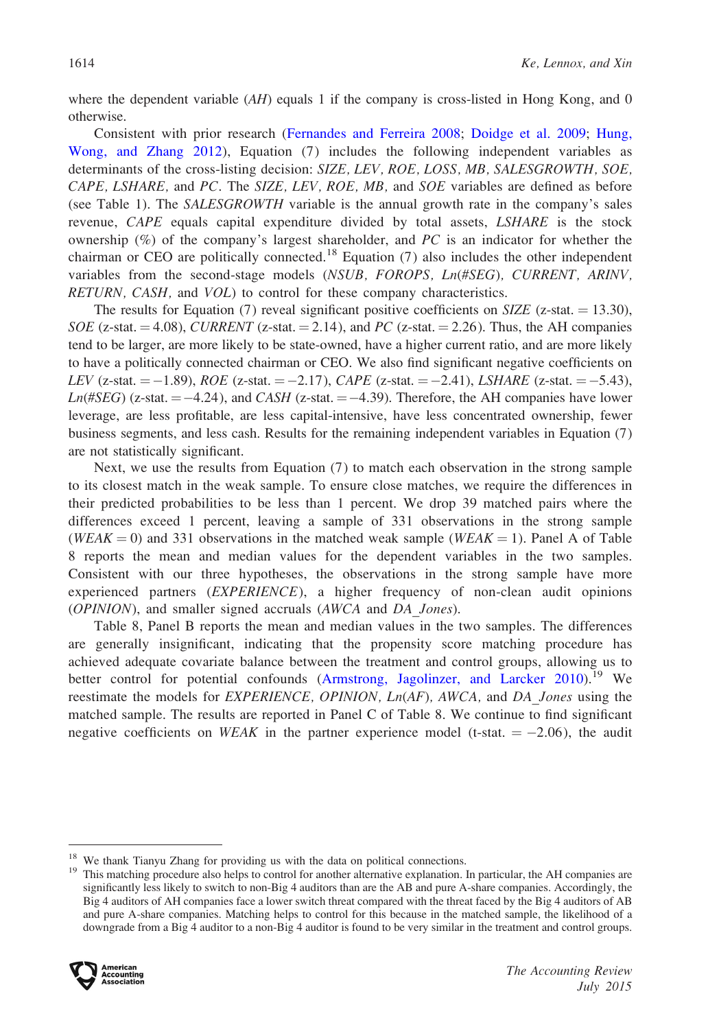where the dependent variable (*AH*) equals 1 if the company is cross-listed in Hong Kong, and 0 otherwise.

Consistent with prior research (Fernandes and Ferreira 2008; Doidge et al. 2009; Hung, Wong, and Zhang 2012), Equation (7) includes the following independent variables as determinants of the cross-listing decision: *SIZE, LEV, ROE, LOSS, MB, SALESGROWTH, SOE, CAPE, LSHARE,* and *PC*. The *SIZE, LEV, ROE, MB,* and *SOE* variables are defined as before (see Table 1). The *SALESGROWTH* variable is the annual growth rate in the company's sales revenue, *CAPE* equals capital expenditure divided by total assets, *LSHARE* is the stock ownership (%) of the company's largest shareholder, and *PC* is an indicator for whether the chairman or CEO are politically connected.[18] Equation (7) also includes the other independent variables from the second-stage models (*NSUB, FOROPS, Ln(#SEG), CURRENT, ARINV, RETURN, CASH,* and *VOL*) to control for these company characteristics.

The results for Equation (7) reveal significant positive coefficients on *SIZE* (z-stat. = 13.30), *SOE* (z-stat. = 4.08), *CURRENT* (z-stat. = 2.14), and *PC* (z-stat. = 2.26). Thus, the AH companies tend to be larger, are more likely to be state-owned, have a higher current ratio, and are more likely to have a politically connected chairman or CEO. We also find significant negative coefficients on *LEV* (z-stat. = −1.89), *ROE* (z-stat. = −2.17), *CAPE* (z-stat. = −2.41), *LSHARE* (z-stat. = −5.43), *Ln(#SEG)* (z-stat. = −4.24), and *CASH* (z-stat. = −4.39). Therefore, the AH companies have lower leverage, are less profitable, are less capital-intensive, have less concentrated ownership, fewer business segments, and less cash. Results for the remaining independent variables in Equation (7) are not statistically significant.

Next, we use the results from Equation (7) to match each observation in the strong sample to its closest match in the weak sample. To ensure close matches, we require the differences in their predicted probabilities to be less than 1 percent. We drop 39 matched pairs where the differences exceed 1 percent, leaving a sample of 331 observations in the strong sample (*WEAK* = 0) and 331 observations in the matched weak sample (*WEAK* = 1). Panel A of Table 8 reports the mean and median values for the dependent variables in the two samples. Consistent with our three hypotheses, the observations in the strong sample have more experienced partners (*EXPERIENCE*), a higher frequency of non-clean audit opinions (*OPINION*), and smaller signed accruals (*AWCA* and *DA_Jones*).

Table 8, Panel B reports the mean and median values in the two samples. The differences are generally insignificant, indicating that the propensity score matching procedure has achieved adequate covariate balance between the treatment and control groups, allowing us to better control for potential confounds (Armstrong, Jagolinzer, and Larcker 2010).[19] We reestimate the models for *EXPERIENCE, OPINION, Ln(AF), AWCA,* and *DA_Jones* using the matched sample. The results are reported in Panel C of Table 8. We continue to find significant negative coefficients on *WEAK* in the partner experience model (t-stat. = −2.06), the audit

---

[18] We thank Tianyu Zhang for providing us with the data on political connections.

[19] This matching procedure also helps to control for another alternative explanation. In particular, the AH companies are significantly less likely to switch to non-Big 4 auditors than are the AB and pure A-share companies. Accordingly, the Big 4 auditors of AH companies face a lower switch threat compared with the threat faced by the Big 4 auditors of AB and pure A-share companies. Matching helps to control for this because in the matched sample, the likelihood of a downgrade from a Big 4 auditor to a non-Big 4 auditor is found to be very similar in the treatment and control groups.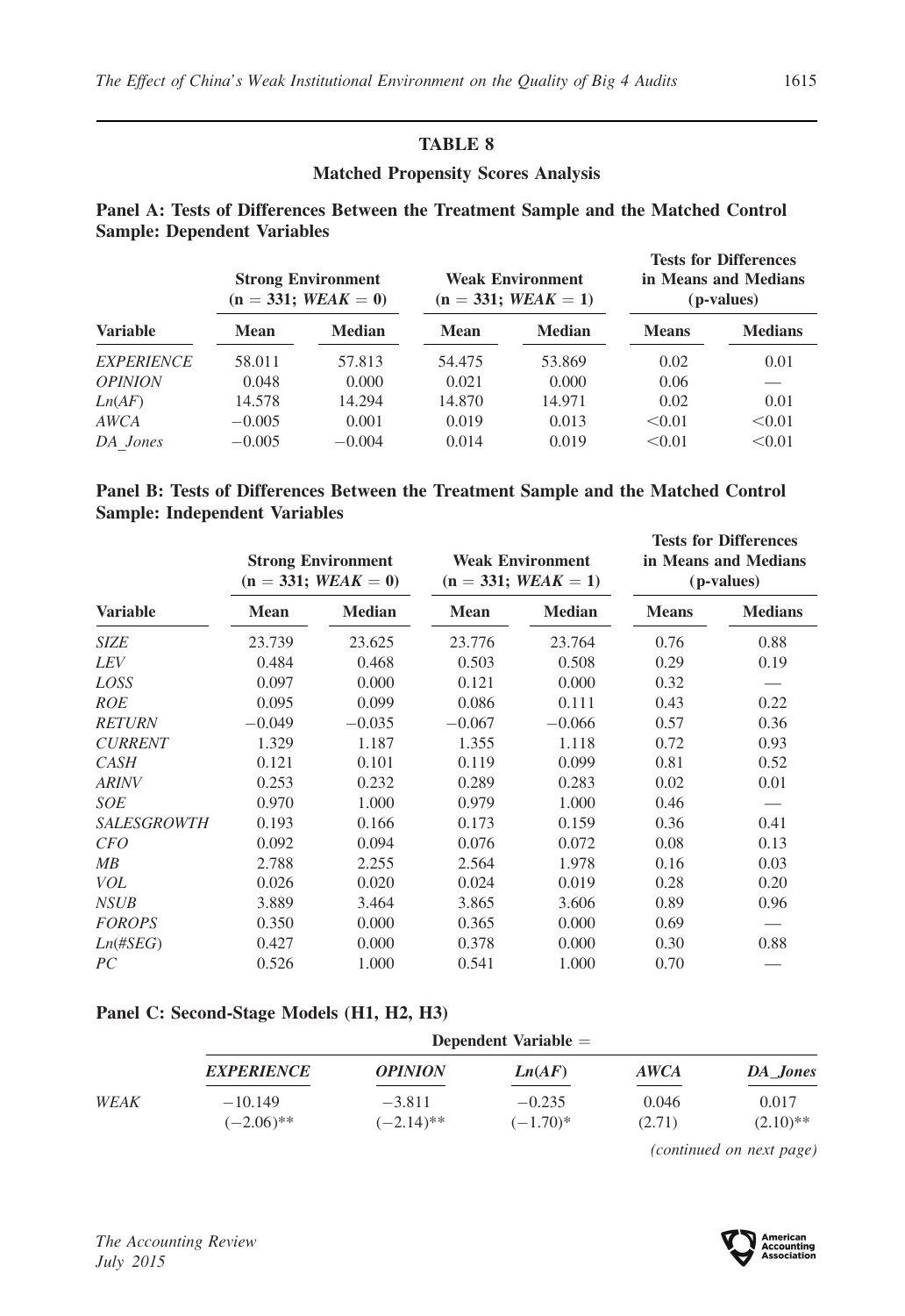## TABLE 8

### Matched Propensity Scores Analysis

**Panel A: Tests of Differences Between the Treatment Sample and the Matched Control Sample: Dependent Variables**

| | Strong Environment (n = 331; *WEAK* = 0) | | Weak Environment (n = 331; *WEAK* = 1) | | Tests for Differences in Means and Medians (p-values) | |
|---|---|---|---|---|---|---|
| **Variable** | **Mean** | **Median** | **Mean** | **Median** | **Means** | **Medians** |
| *EXPERIENCE* | 58.011 | 57.813 | 54.475 | 53.869 | 0.02 | 0.01 |
| *OPINION* | 0.048 | 0.000 | 0.021 | 0.000 | 0.06 | — |
| *Ln*(*AF*) | 14.578 | 14.294 | 14.870 | 14.971 | 0.02 | 0.01 |
| *AWCA* | −0.005 | 0.001 | 0.019 | 0.013 | <0.01 | <0.01 |
| *DA_Jones* | −0.005 | −0.004 | 0.014 | 0.019 | <0.01 | <0.01 |

**Panel B: Tests of Differences Between the Treatment Sample and the Matched Control Sample: Independent Variables**

| | Strong Environment (n = 331; *WEAK* = 0) | | Weak Environment (n = 331; *WEAK* = 1) | | Tests for Differences in Means and Medians (p-values) | |
|---|---|---|---|---|---|---|
| **Variable** | **Mean** | **Median** | **Mean** | **Median** | **Means** | **Medians** |
| *SIZE* | 23.739 | 23.625 | 23.776 | 23.764 | 0.76 | 0.88 |
| *LEV* | 0.484 | 0.468 | 0.503 | 0.508 | 0.29 | 0.19 |
| *LOSS* | 0.097 | 0.000 | 0.121 | 0.000 | 0.32 | — |
| *ROE* | 0.095 | 0.099 | 0.086 | 0.111 | 0.43 | 0.22 |
| *RETURN* | −0.049 | −0.035 | −0.067 | −0.066 | 0.57 | 0.36 |
| *CURRENT* | 1.329 | 1.187 | 1.355 | 1.118 | 0.72 | 0.93 |
| *CASH* | 0.121 | 0.101 | 0.119 | 0.099 | 0.81 | 0.52 |
| *ARINV* | 0.253 | 0.232 | 0.289 | 0.283 | 0.02 | 0.01 |
| *SOE* | 0.970 | 1.000 | 0.979 | 1.000 | 0.46 | — |
| *SALESGROWTH* | 0.193 | 0.166 | 0.173 | 0.159 | 0.36 | 0.41 |
| *CFO* | 0.092 | 0.094 | 0.076 | 0.072 | 0.08 | 0.13 |
| *MB* | 2.788 | 2.255 | 2.564 | 1.978 | 0.16 | 0.03 |
| *VOL* | 0.026 | 0.020 | 0.024 | 0.019 | 0.28 | 0.20 |
| *NSUB* | 3.889 | 3.464 | 3.865 | 3.606 | 0.89 | 0.96 |
| *FOROPS* | 0.350 | 0.000 | 0.365 | 0.000 | 0.69 | — |
| *Ln*(*#SEG*) | 0.427 | 0.000 | 0.378 | 0.000 | 0.30 | 0.88 |
| *PC* | 0.526 | 1.000 | 0.541 | 1.000 | 0.70 | — |

**Panel C: Second-Stage Models (H1, H2, H3)**

| | Dependent Variable = | | | | |
|---|---|---|---|---|---|
| | ***EXPERIENCE*** | ***OPINION*** | ***Ln*(*AF*)** | ***AWCA*** | ***DA_Jones*** |
| *WEAK* | −10.149 | −3.811 | −0.235 | 0.046 | 0.017 |
| | (−2.06)** | (−2.14)** | (−1.70)* | (2.71) | (2.10)** |

*(continued on next page)*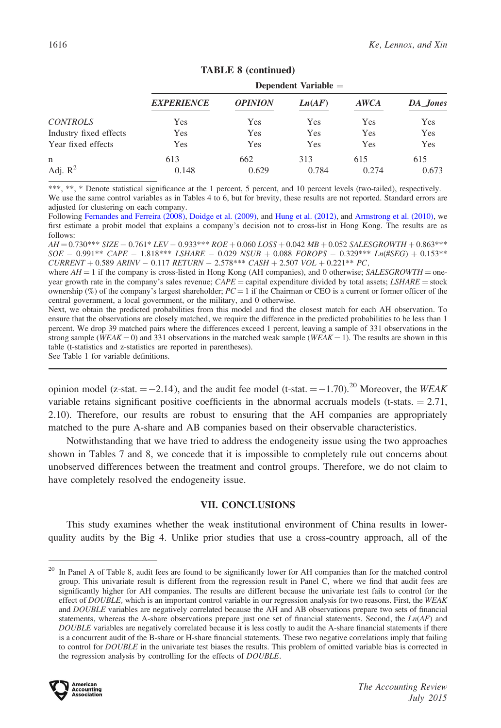**TABLE 8 (continued)**

| | Dependent Variable = | | | | |
|---|---|---|---|---|---|
| | ***EXPERIENCE*** | ***OPINION*** | ***Ln(AF)*** | ***AWCA*** | ***DA_Jones*** |
| *CONTROLS* | Yes | Yes | Yes | Yes | Yes |
| Industry fixed effects | Yes | Yes | Yes | Yes | Yes |
| Year fixed effects | Yes | Yes | Yes | Yes | Yes |
| n | 613 | 662 | 313 | 615 | 615 |
| Adj. $R^2$ | 0.148 | 0.629 | 0.784 | 0.274 | 0.673 |

***, **, * Denote statistical significance at the 1 percent, 5 percent, and 10 percent levels (two-tailed), respectively.
We use the same control variables as in Tables 4 to 6, but for brevity, these results are not reported. Standard errors are adjusted for clustering on each company.

Following Fernandes and Ferreira (2008), Doidge et al. (2009), and Hung et al. (2012), and Armstrong et al. (2010), we first estimate a probit model that explains a company's decision not to cross-list in Hong Kong. The results are as follows:

*AH* = 0.730*** *SIZE* − 0.761* *LEV* − 0.933*** *ROE* + 0.060 *LOSS* + 0.042 *MB* + 0.052 *SALESGROWTH* + 0.863*** *SOE* − 0.991** *CAPE* − 1.818*** *LSHARE* − 0.029 *NSUB* + 0.088 *FOROPS* − 0.329*** *Ln(#SEG)* + 0.153** *CURRENT* + 0.589 *ARINV* − 0.117 *RETURN* − 2.578*** *CASH* + 2.507 *VOL* + 0.221** *PC*,

where *AH* = 1 if the company is cross-listed in Hong Kong (AH companies), and 0 otherwise; *SALESGROWTH* = one-year growth rate in the company's sales revenue; *CAPE* = capital expenditure divided by total assets; *LSHARE* = stock ownership (%) of the company's largest shareholder; *PC* = 1 if the Chairman or CEO is a current or former officer of the central government, a local government, or the military, and 0 otherwise.

Next, we obtain the predicted probabilities from this model and find the closest match for each AH observation. To ensure that the observations are closely matched, we require the difference in the predicted probabilities to be less than 1 percent. We drop 39 matched pairs where the differences exceed 1 percent, leaving a sample of 331 observations in the strong sample (*WEAK* = 0) and 331 observations in the matched weak sample (*WEAK* = 1). The results are shown in this table (t-statistics and z-statistics are reported in parentheses).

See Table 1 for variable definitions.

opinion model (z-stat. = −2.14), and the audit fee model (t-stat. = −1.70).[20] Moreover, the *WEAK* variable retains significant positive coefficients in the abnormal accruals models (t-stats. = 2.71, 2.10). Therefore, our results are robust to ensuring that the AH companies are appropriately matched to the pure A-share and AB companies based on their observable characteristics.

Notwithstanding that we have tried to address the endogeneity issue using the two approaches shown in Tables 7 and 8, we concede that it is impossible to completely rule out concerns about unobserved differences between the treatment and control groups. Therefore, we do not claim to have completely resolved the endogeneity issue.

## VII. CONCLUSIONS

This study examines whether the weak institutional environment of China results in lower-quality audits by the Big 4. Unlike prior studies that use a cross-country approach, all of the

[20] In Panel A of Table 8, audit fees are found to be significantly lower for AH companies than for the matched control group. This univariate result is different from the regression result in Panel C, where we find that audit fees are significantly higher for AH companies. The results are different because the univariate test fails to control for the effect of *DOUBLE*, which is an important control variable in our regression analysis for two reasons. First, the *WEAK* and *DOUBLE* variables are negatively correlated because the AH and AB observations prepare two sets of financial statements, whereas the A-share observations prepare just one set of financial statements. Second, the *Ln(AF)* and *DOUBLE* variables are negatively correlated because it is less costly to audit the A-share financial statements if there is a concurrent audit of the B-share or H-share financial statements. These two negative correlations imply that failing to control for *DOUBLE* in the univariate test biases the results. This problem of omitted variable bias is corrected in the regression analysis by controlling for the effects of *DOUBLE*.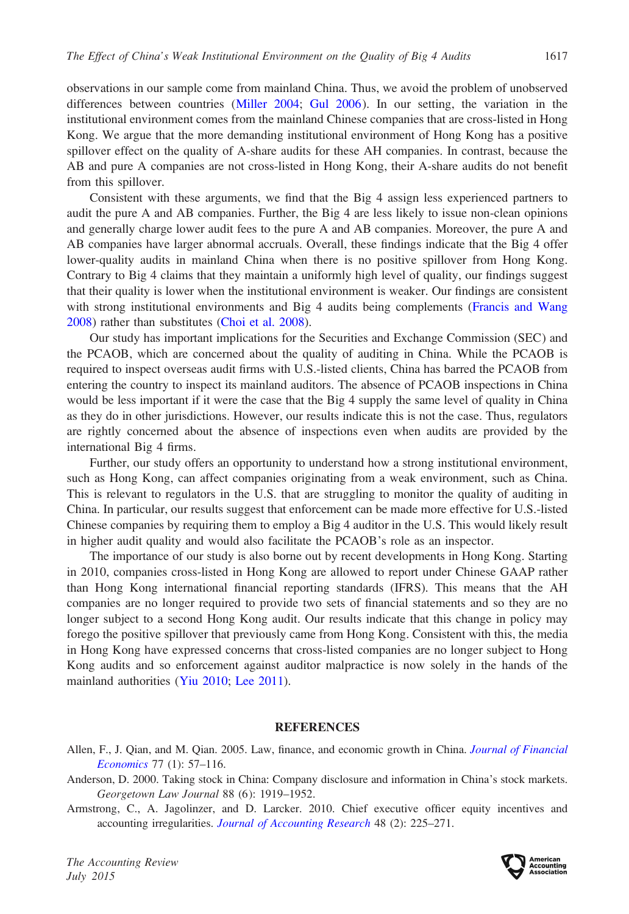observations in our sample come from mainland China. Thus, we avoid the problem of unobserved differences between countries (Miller 2004; Gul 2006). In our setting, the variation in the institutional environment comes from the mainland Chinese companies that are cross-listed in Hong Kong. We argue that the more demanding institutional environment of Hong Kong has a positive spillover effect on the quality of A-share audits for these AH companies. In contrast, because the AB and pure A companies are not cross-listed in Hong Kong, their A-share audits do not benefit from this spillover.

Consistent with these arguments, we find that the Big 4 assign less experienced partners to audit the pure A and AB companies. Further, the Big 4 are less likely to issue non-clean opinions and generally charge lower audit fees to the pure A and AB companies. Moreover, the pure A and AB companies have larger abnormal accruals. Overall, these findings indicate that the Big 4 offer lower-quality audits in mainland China when there is no positive spillover from Hong Kong. Contrary to Big 4 claims that they maintain a uniformly high level of quality, our findings suggest that their quality is lower when the institutional environment is weaker. Our findings are consistent with strong institutional environments and Big 4 audits being complements (Francis and Wang 2008) rather than substitutes (Choi et al. 2008).

Our study has important implications for the Securities and Exchange Commission (SEC) and the PCAOB, which are concerned about the quality of auditing in China. While the PCAOB is required to inspect overseas audit firms with U.S.-listed clients, China has barred the PCAOB from entering the country to inspect its mainland auditors. The absence of PCAOB inspections in China would be less important if it were the case that the Big 4 supply the same level of quality in China as they do in other jurisdictions. However, our results indicate this is not the case. Thus, regulators are rightly concerned about the absence of inspections even when audits are provided by the international Big 4 firms.

Further, our study offers an opportunity to understand how a strong institutional environment, such as Hong Kong, can affect companies originating from a weak environment, such as China. This is relevant to regulators in the U.S. that are struggling to monitor the quality of auditing in China. In particular, our results suggest that enforcement can be made more effective for U.S.-listed Chinese companies by requiring them to employ a Big 4 auditor in the U.S. This would likely result in higher audit quality and would also facilitate the PCAOB's role as an inspector.

The importance of our study is also borne out by recent developments in Hong Kong. Starting in 2010, companies cross-listed in Hong Kong are allowed to report under Chinese GAAP rather than Hong Kong international financial reporting standards (IFRS). This means that the AH companies are no longer required to provide two sets of financial statements and so they are no longer subject to a second Hong Kong audit. Our results indicate that this change in policy may forego the positive spillover that previously came from Hong Kong. Consistent with this, the media in Hong Kong have expressed concerns that cross-listed companies are no longer subject to Hong Kong audits and so enforcement against auditor malpractice is now solely in the hands of the mainland authorities (Yiu 2010; Lee 2011).

## REFERENCES

Allen, F., J. Qian, and M. Qian. 2005. Law, finance, and economic growth in China. *Journal of Financial Economics* 77 (1): 57–116.

Anderson, D. 2000. Taking stock in China: Company disclosure and information in China's stock markets. *Georgetown Law Journal* 88 (6): 1919–1952.

Armstrong, C., A. Jagolinzer, and D. Larcker. 2010. Chief executive officer equity incentives and accounting irregularities. *Journal of Accounting Research* 48 (2): 225–271.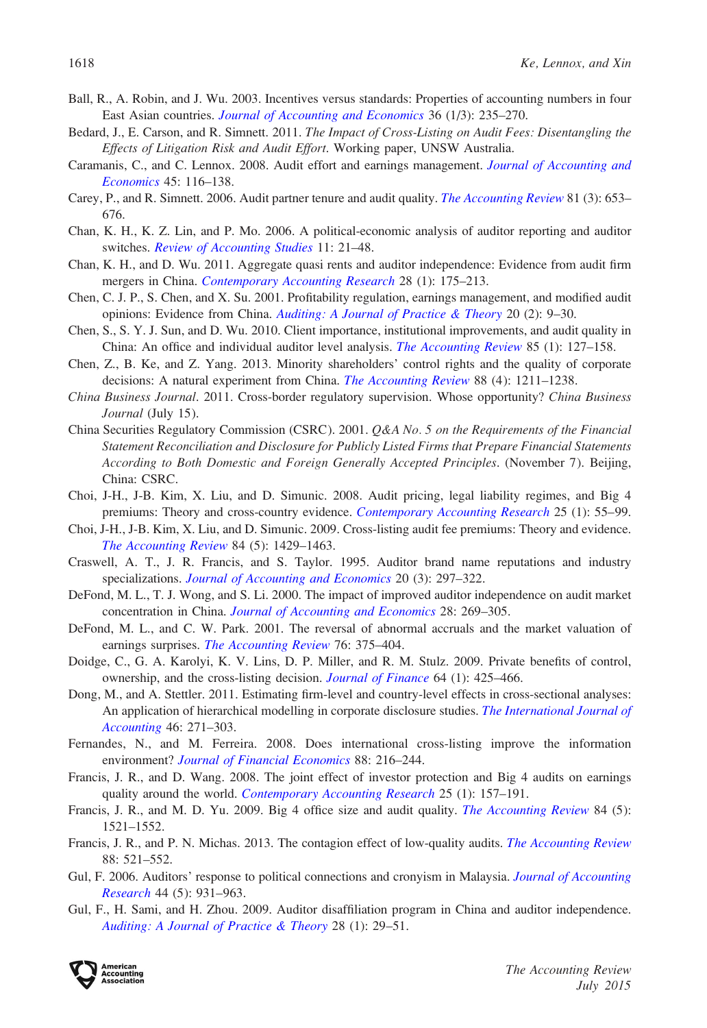Ball, R., A. Robin, and J. Wu. 2003. Incentives versus standards: Properties of accounting numbers in four East Asian countries. *Journal of Accounting and Economics* 36 (1/3): 235–270.

Bedard, J., E. Carson, and R. Simnett. 2011. *The Impact of Cross-Listing on Audit Fees: Disentangling the Effects of Litigation Risk and Audit Effort*. Working paper, UNSW Australia.

Caramanis, C., and C. Lennox. 2008. Audit effort and earnings management. *Journal of Accounting and Economics* 45: 116–138.

Carey, P., and R. Simnett. 2006. Audit partner tenure and audit quality. *The Accounting Review* 81 (3): 653–676.

Chan, K. H., K. Z. Lin, and P. Mo. 2006. A political-economic analysis of auditor reporting and auditor switches. *Review of Accounting Studies* 11: 21–48.

Chan, K. H., and D. Wu. 2011. Aggregate quasi rents and auditor independence: Evidence from audit firm mergers in China. *Contemporary Accounting Research* 28 (1): 175–213.

Chen, C. J. P., S. Chen, and X. Su. 2001. Profitability regulation, earnings management, and modified audit opinions: Evidence from China. *Auditing: A Journal of Practice & Theory* 20 (2): 9–30.

Chen, S., S. Y. J. Sun, and D. Wu. 2010. Client importance, institutional improvements, and audit quality in China: An office and individual auditor level analysis. *The Accounting Review* 85 (1): 127–158.

Chen, Z., B. Ke, and Z. Yang. 2013. Minority shareholders' control rights and the quality of corporate decisions: A natural experiment from China. *The Accounting Review* 88 (4): 1211–1238.

*China Business Journal*. 2011. Cross-border regulatory supervision. Whose opportunity? *China Business Journal* (July 15).

China Securities Regulatory Commission (CSRC). 2001. *Q&A No. 5 on the Requirements of the Financial Statement Reconciliation and Disclosure for Publicly Listed Firms that Prepare Financial Statements According to Both Domestic and Foreign Generally Accepted Principles*. (November 7). Beijing, China: CSRC.

Choi, J-H., J-B. Kim, X. Liu, and D. Simunic. 2008. Audit pricing, legal liability regimes, and Big 4 premiums: Theory and cross-country evidence. *Contemporary Accounting Research* 25 (1): 55–99.

Choi, J-H., J-B. Kim, X. Liu, and D. Simunic. 2009. Cross-listing audit fee premiums: Theory and evidence. *The Accounting Review* 84 (5): 1429–1463.

Craswell, A. T., J. R. Francis, and S. Taylor. 1995. Auditor brand name reputations and industry specializations. *Journal of Accounting and Economics* 20 (3): 297–322.

DeFond, M. L., T. J. Wong, and S. Li. 2000. The impact of improved auditor independence on audit market concentration in China. *Journal of Accounting and Economics* 28: 269–305.

DeFond, M. L., and C. W. Park. 2001. The reversal of abnormal accruals and the market valuation of earnings surprises. *The Accounting Review* 76: 375–404.

Doidge, C., G. A. Karolyi, K. V. Lins, D. P. Miller, and R. M. Stulz. 2009. Private benefits of control, ownership, and the cross-listing decision. *Journal of Finance* 64 (1): 425–466.

Dong, M., and A. Stettler. 2011. Estimating firm-level and country-level effects in cross-sectional analyses: An application of hierarchical modelling in corporate disclosure studies. *The International Journal of Accounting* 46: 271–303.

Fernandes, N., and M. Ferreira. 2008. Does international cross-listing improve the information environment? *Journal of Financial Economics* 88: 216–244.

Francis, J. R., and D. Wang. 2008. The joint effect of investor protection and Big 4 audits on earnings quality around the world. *Contemporary Accounting Research* 25 (1): 157–191.

Francis, J. R., and M. D. Yu. 2009. Big 4 office size and audit quality. *The Accounting Review* 84 (5): 1521–1552.

Francis, J. R., and P. N. Michas. 2013. The contagion effect of low-quality audits. *The Accounting Review* 88: 521–552.

Gul, F. 2006. Auditors' response to political connections and cronyism in Malaysia. *Journal of Accounting Research* 44 (5): 931–963.

Gul, F., H. Sami, and H. Zhou. 2009. Auditor disaffiliation program in China and auditor independence. *Auditing: A Journal of Practice & Theory* 28 (1): 29–51.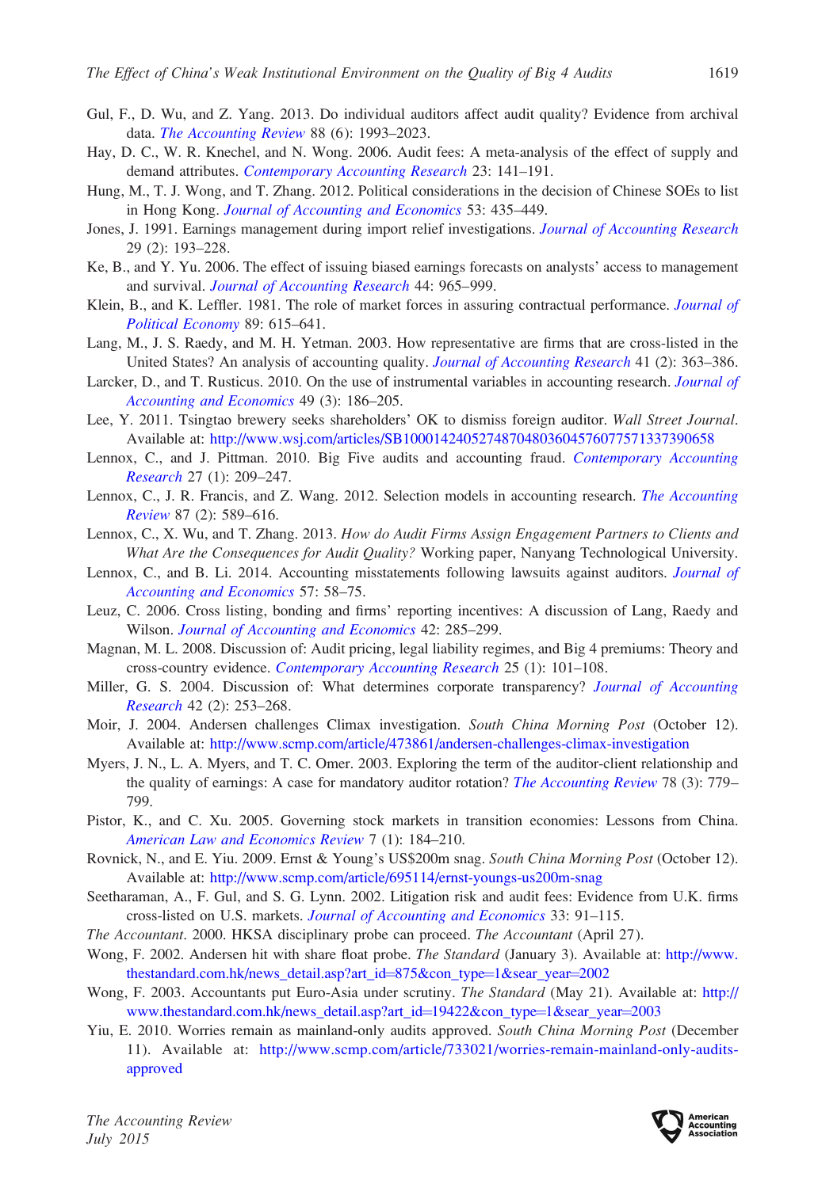Gul, F., D. Wu, and Z. Yang. 2013. Do individual auditors affect audit quality? Evidence from archival data. *The Accounting Review* 88 (6): 1993–2023.

Hay, D. C., W. R. Knechel, and N. Wong. 2006. Audit fees: A meta-analysis of the effect of supply and demand attributes. *Contemporary Accounting Research* 23: 141–191.

Hung, M., T. J. Wong, and T. Zhang. 2012. Political considerations in the decision of Chinese SOEs to list in Hong Kong. *Journal of Accounting and Economics* 53: 435–449.

Jones, J. 1991. Earnings management during import relief investigations. *Journal of Accounting Research* 29 (2): 193–228.

Ke, B., and Y. Yu. 2006. The effect of issuing biased earnings forecasts on analysts' access to management and survival. *Journal of Accounting Research* 44: 965–999.

Klein, B., and K. Leffler. 1981. The role of market forces in assuring contractual performance. *Journal of Political Economy* 89: 615–641.

Lang, M., J. S. Raedy, and M. H. Yetman. 2003. How representative are firms that are cross-listed in the United States? An analysis of accounting quality. *Journal of Accounting Research* 41 (2): 363–386.

Larcker, D., and T. Rusticus. 2010. On the use of instrumental variables in accounting research. *Journal of Accounting and Economics* 49 (3): 186–205.

Lee, Y. 2011. Tsingtao brewery seeks shareholders' OK to dismiss foreign auditor. *Wall Street Journal*. Available at: http://www.wsj.com/articles/SB10001424052748704803604576077571337390658

Lennox, C., and J. Pittman. 2010. Big Five audits and accounting fraud. *Contemporary Accounting Research* 27 (1): 209–247.

Lennox, C., J. R. Francis, and Z. Wang. 2012. Selection models in accounting research. *The Accounting Review* 87 (2): 589–616.

Lennox, C., X. Wu, and T. Zhang. 2013. *How do Audit Firms Assign Engagement Partners to Clients and What Are the Consequences for Audit Quality?* Working paper, Nanyang Technological University.

Lennox, C., and B. Li. 2014. Accounting misstatements following lawsuits against auditors. *Journal of Accounting and Economics* 57: 58–75.

Leuz, C. 2006. Cross listing, bonding and firms' reporting incentives: A discussion of Lang, Raedy and Wilson. *Journal of Accounting and Economics* 42: 285–299.

Magnan, M. L. 2008. Discussion of: Audit pricing, legal liability regimes, and Big 4 premiums: Theory and cross-country evidence. *Contemporary Accounting Research* 25 (1): 101–108.

Miller, G. S. 2004. Discussion of: What determines corporate transparency? *Journal of Accounting Research* 42 (2): 253–268.

Moir, J. 2004. Andersen challenges Climax investigation. *South China Morning Post* (October 12). Available at: http://www.scmp.com/article/473861/andersen-challenges-climax-investigation

Myers, J. N., L. A. Myers, and T. C. Omer. 2003. Exploring the term of the auditor-client relationship and the quality of earnings: A case for mandatory auditor rotation? *The Accounting Review* 78 (3): 779–799.

Pistor, K., and C. Xu. 2005. Governing stock markets in transition economies: Lessons from China. *American Law and Economics Review* 7 (1): 184–210.

Rovnick, N., and E. Yiu. 2009. Ernst & Young's US$200m snag. *South China Morning Post* (October 12). Available at: http://www.scmp.com/article/695114/ernst-youngs-us200m-snag

Seetharaman, A., F. Gul, and S. G. Lynn. 2002. Litigation risk and audit fees: Evidence from U.K. firms cross-listed on U.S. markets. *Journal of Accounting and Economics* 33: 91–115.

*The Accountant*. 2000. HKSA disciplinary probe can proceed. *The Accountant* (April 27).

Wong, F. 2002. Andersen hit with share float probe. *The Standard* (January 3). Available at: http://www.thestandard.com.hk/news_detail.asp?art_id=875&con_type=1&sear_year=2002

Wong, F. 2003. Accountants put Euro-Asia under scrutiny. *The Standard* (May 21). Available at: http://www.thestandard.com.hk/news_detail.asp?art_id=19422&con_type=1&sear_year=2003

Yiu, E. 2010. Worries remain as mainland-only audits approved. *South China Morning Post* (December 11). Available at: http://www.scmp.com/article/733021/worries-remain-mainland-only-audits-approved